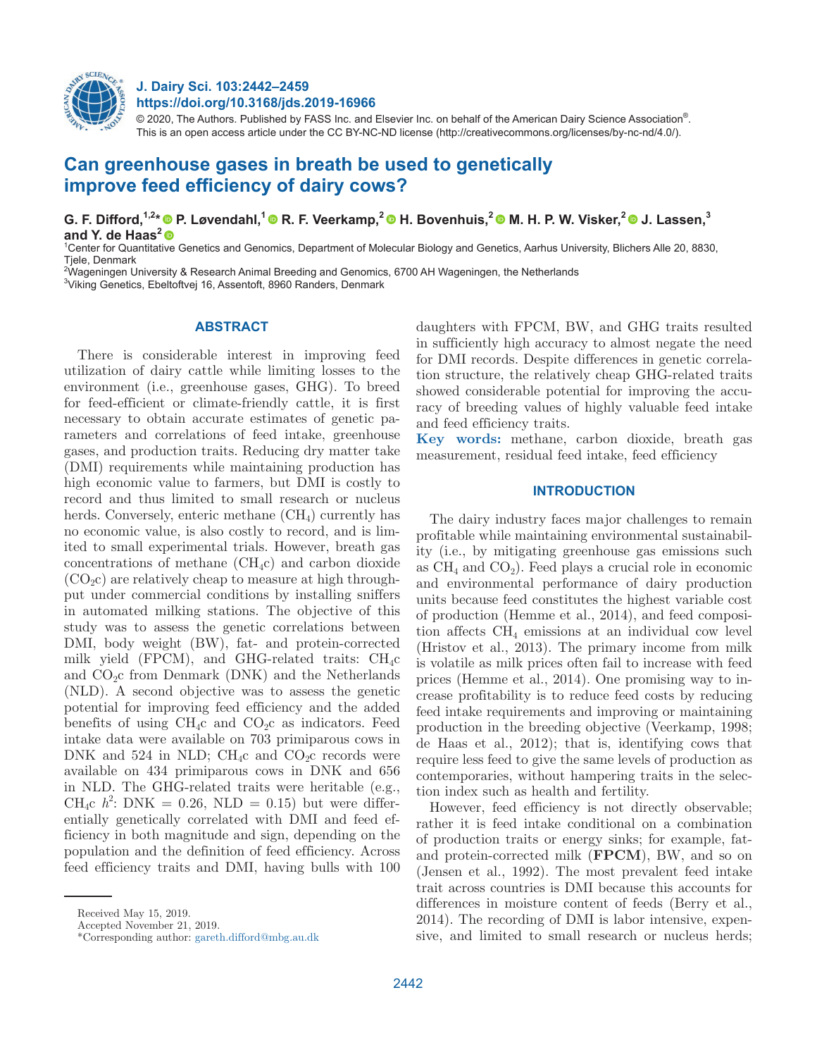# Can greenhouse gases in breath be used to genetically improve feed efficiency of dairy cows?

**G. F. Difford,[1,2]* P. Løvendahl,[1] R. F. Veerkamp,[2] H. Bovenhuis,[2] M. H. P. W. Visker,[2] J. Lassen,[3] and Y. de Haas[2]**

[1]Center for Quantitative Genetics and Genomics, Department of Molecular Biology and Genetics, Aarhus University, Blichers Alle 20, 8830, Tjele, Denmark
[2]Wageningen University & Research Animal Breeding and Genomics, 6700 AH Wageningen, the Netherlands
[3]Viking Genetics, Ebeltoftvej 16, Assentoft, 8960 Randers, Denmark

## ABSTRACT

There is considerable interest in improving feed utilization of dairy cattle while limiting losses to the environment (i.e., greenhouse gases, GHG). To breed for feed-efficient or climate-friendly cattle, it is first necessary to obtain accurate estimates of genetic parameters and correlations of feed intake, greenhouse gases, and production traits. Reducing dry matter take (DMI) requirements while maintaining production has high economic value to farmers, but DMI is costly to record and thus limited to small research or nucleus herds. Conversely, enteric methane ($CH_4$) currently has no economic value, is also costly to record, and is limited to small experimental trials. However, breath gas concentrations of methane ($CH_4c$) and carbon dioxide ($CO_2c$) are relatively cheap to measure at high throughput under commercial conditions by installing sniffers in automated milking stations. The objective of this study was to assess the genetic correlations between DMI, body weight (BW), fat- and protein-corrected milk yield (FPCM), and GHG-related traits: $CH_4c$ and $CO_2c$ from Denmark (DNK) and the Netherlands (NLD). A second objective was to assess the genetic potential for improving feed efficiency and the added benefits of using $CH_4c$ and $CO_2c$ as indicators. Feed intake data were available on 703 primiparous cows in DNK and 524 in NLD; $CH_4c$ and $CO_2c$ records were available on 434 primiparous cows in DNK and 656 in NLD. The GHG-related traits were heritable (e.g., $CH_4c$ $h^2$: DNK = 0.26, NLD = 0.15) but were differentially genetically correlated with DMI and feed efficiency in both magnitude and sign, depending on the population and the definition of feed efficiency. Across feed efficiency traits and DMI, having bulls with 100 daughters with FPCM, BW, and GHG traits resulted in sufficiently high accuracy to almost negate the need for DMI records. Despite differences in genetic correlation structure, the relatively cheap GHG-related traits showed considerable potential for improving the accuracy of breeding values of highly valuable feed intake and feed efficiency traits.

**Key words:** methane, carbon dioxide, breath gas measurement, residual feed intake, feed efficiency

## INTRODUCTION

The dairy industry faces major challenges to remain profitable while maintaining environmental sustainability (i.e., by mitigating greenhouse gas emissions such as $CH_4$ and $CO_2$). Feed plays a crucial role in economic and environmental performance of dairy production units because feed constitutes the highest variable cost of production (Hemme et al., 2014), and feed composition affects $CH_4$ emissions at an individual cow level (Hristov et al., 2013). The primary income from milk is volatile as milk prices often fail to increase with feed prices (Hemme et al., 2014). One promising way to increase profitability is to reduce feed costs by reducing feed intake requirements and improving or maintaining production in the breeding objective (Veerkamp, 1998; de Haas et al., 2012); that is, identifying cows that require less feed to give the same levels of production as contemporaries, without hampering traits in the selection index such as health and fertility.

However, feed efficiency is not directly observable; rather it is feed intake conditional on a combination of production traits or energy sinks; for example, fat- and protein-corrected milk (**FPCM**), BW, and so on (Jensen et al., 1992). The most prevalent feed intake trait across countries is DMI because this accounts for differences in moisture content of feeds (Berry et al., 2014). The recording of DMI is labor intensive, expensive, and limited to small research or nucleus herds;

Received May 15, 2019.
Accepted November 21, 2019.
*Corresponding author: gareth.difford@mbg.au.dk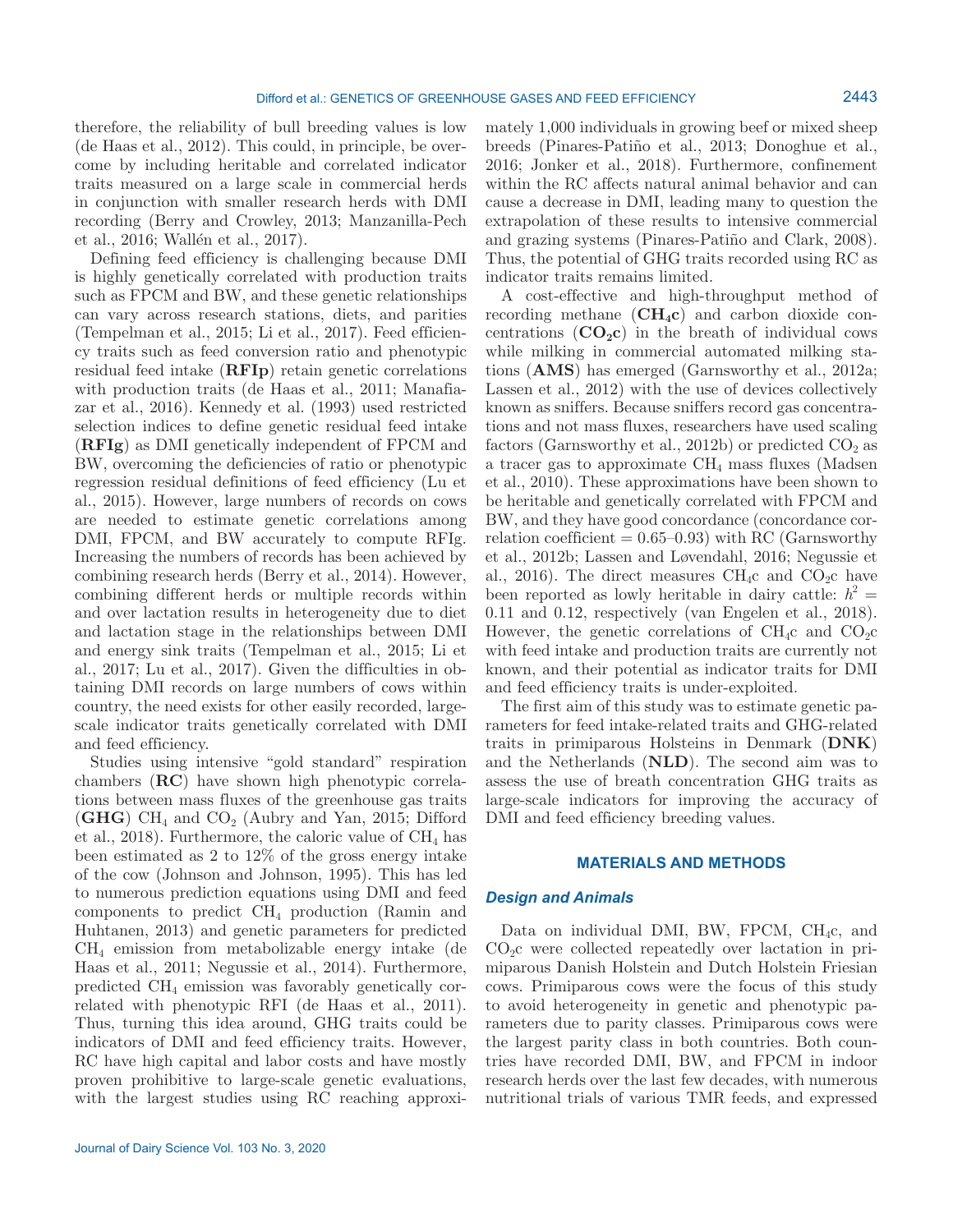therefore, the reliability of bull breeding values is low (de Haas et al., 2012). This could, in principle, be overcome by including heritable and correlated indicator traits measured on a large scale in commercial herds in conjunction with smaller research herds with DMI recording (Berry and Crowley, 2013; Manzanilla-Pech et al., 2016; Wallén et al., 2017).

Defining feed efficiency is challenging because DMI is highly genetically correlated with production traits such as FPCM and BW, and these genetic relationships can vary across research stations, diets, and parities (Tempelman et al., 2015; Li et al., 2017). Feed efficiency traits such as feed conversion ratio and phenotypic residual feed intake (**RFIp**) retain genetic correlations with production traits (de Haas et al., 2011; Manafiazar et al., 2016). Kennedy et al. (1993) used restricted selection indices to define genetic residual feed intake (**RFIg**) as DMI genetically independent of FPCM and BW, overcoming the deficiencies of ratio or phenotypic regression residual definitions of feed efficiency (Lu et al., 2015). However, large numbers of records on cows are needed to estimate genetic correlations among DMI, FPCM, and BW accurately to compute RFIg. Increasing the numbers of records has been achieved by combining research herds (Berry et al., 2014). However, combining different herds or multiple records within and over lactation results in heterogeneity due to diet and lactation stage in the relationships between DMI and energy sink traits (Tempelman et al., 2015; Li et al., 2017; Lu et al., 2017). Given the difficulties in obtaining DMI records on large numbers of cows within country, the need exists for other easily recorded, large-scale indicator traits genetically correlated with DMI and feed efficiency.

Studies using intensive "gold standard" respiration chambers (**RC**) have shown high phenotypic correlations between mass fluxes of the greenhouse gas traits (**GHG**) $CH_4$ and $CO_2$ (Aubry and Yan, 2015; Difford et al., 2018). Furthermore, the caloric value of $CH_4$ has been estimated as 2 to 12% of the gross energy intake of the cow (Johnson and Johnson, 1995). This has led to numerous prediction equations using DMI and feed components to predict $CH_4$ production (Ramin and Huhtanen, 2013) and genetic parameters for predicted $CH_4$ emission from metabolizable energy intake (de Haas et al., 2011; Negussie et al., 2014). Furthermore, predicted $CH_4$ emission was favorably genetically correlated with phenotypic RFI (de Haas et al., 2011). Thus, turning this idea around, GHG traits could be indicators of DMI and feed efficiency traits. However, RC have high capital and labor costs and have mostly proven prohibitive to large-scale genetic evaluations, with the largest studies using RC reaching approximately 1,000 individuals in growing beef or mixed sheep breeds (Pinares-Patiño et al., 2013; Donoghue et al., 2016; Jonker et al., 2018). Furthermore, confinement within the RC affects natural animal behavior and can cause a decrease in DMI, leading many to question the extrapolation of these results to intensive commercial and grazing systems (Pinares-Patiño and Clark, 2008). Thus, the potential of GHG traits recorded using RC as indicator traits remains limited.

A cost-effective and high-throughput method of recording methane (**$CH_4$c**) and carbon dioxide concentrations (**$CO_2$c**) in the breath of individual cows while milking in commercial automated milking stations (**AMS**) has emerged (Garnsworthy et al., 2012a; Lassen et al., 2012) with the use of devices collectively known as sniffers. Because sniffers record gas concentrations and not mass fluxes, researchers have used scaling factors (Garnsworthy et al., 2012b) or predicted $CO_2$ as a tracer gas to approximate $CH_4$ mass fluxes (Madsen et al., 2010). These approximations have been shown to be heritable and genetically correlated with FPCM and BW, and they have good concordance (concordance correlation coefficient = 0.65–0.93) with RC (Garnsworthy et al., 2012b; Lassen and Løvendahl, 2016; Negussie et al., 2016). The direct measures $CH_4$c and $CO_2$c have been reported as lowly heritable in dairy cattle: $h^2$ = 0.11 and 0.12, respectively (van Engelen et al., 2018). However, the genetic correlations of $CH_4$c and $CO_2$c with feed intake and production traits are currently not known, and their potential as indicator traits for DMI and feed efficiency traits is under-exploited.

The first aim of this study was to estimate genetic parameters for feed intake-related traits and GHG-related traits in primiparous Holsteins in Denmark (**DNK**) and the Netherlands (**NLD**). The second aim was to assess the use of breath concentration GHG traits as large-scale indicators for improving the accuracy of DMI and feed efficiency breeding values.

## MATERIALS AND METHODS

### *Design and Animals*

Data on individual DMI, BW, FPCM, $CH_4$c, and $CO_2$c were collected repeatedly over lactation in primiparous Danish Holstein and Dutch Holstein Friesian cows. Primiparous cows were the focus of this study to avoid heterogeneity in genetic and phenotypic parameters due to parity classes. Primiparous cows were the largest parity class in both countries. Both countries have recorded DMI, BW, and FPCM in indoor research herds over the last few decades, with numerous nutritional trials of various TMR feeds, and expressed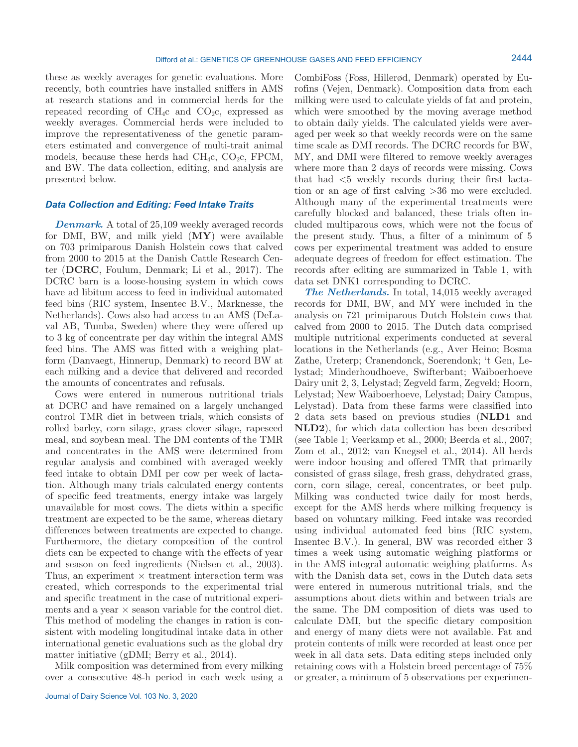these as weekly averages for genetic evaluations. More recently, both countries have installed sniffers in AMS at research stations and in commercial herds for the repeated recording of $CH_4$c and $CO_2$c, expressed as weekly averages. Commercial herds were included to improve the representativeness of the genetic parameters estimated and convergence of multi-trait animal models, because these herds had $CH_4$c, $CO_2$c, FPCM, and BW. The data collection, editing, and analysis are presented below.

### Data Collection and Editing: Feed Intake Traits

***Denmark.*** A total of 25,109 weekly averaged records for DMI, BW, and milk yield (**MY**) were available on 703 primiparous Danish Holstein cows that calved from 2000 to 2015 at the Danish Cattle Research Center (**DCRC**, Foulum, Denmark; Li et al., 2017). The DCRC barn is a loose-housing system in which cows have ad libitum access to feed in individual automated feed bins (RIC system, Insentec B.V., Marknesse, the Netherlands). Cows also had access to an AMS (DeLaval AB, Tumba, Sweden) where they were offered up to 3 kg of concentrate per day within the integral AMS feed bins. The AMS was fitted with a weighing platform (Danvaegt, Hinnerup, Denmark) to record BW at each milking and a device that delivered and recorded the amounts of concentrates and refusals.

Cows were entered in numerous nutritional trials at DCRC and have remained on a largely unchanged control TMR diet in between trials, which consists of rolled barley, corn silage, grass clover silage, rapeseed meal, and soybean meal. The DM contents of the TMR and concentrates in the AMS were determined from regular analysis and combined with averaged weekly feed intake to obtain DMI per cow per week of lactation. Although many trials calculated energy contents of specific feed treatments, energy intake was largely unavailable for most cows. The diets within a specific treatment are expected to be the same, whereas dietary differences between treatments are expected to change. Furthermore, the dietary composition of the control diets can be expected to change with the effects of year and season on feed ingredients (Nielsen et al., 2003). Thus, an experiment × treatment interaction term was created, which corresponds to the experimental trial and specific treatment in the case of nutritional experiments and a year × season variable for the control diet. This method of modeling the changes in ration is consistent with modeling longitudinal intake data in other international genetic evaluations such as the global dry matter initiative (gDMI; Berry et al., 2014).

Milk composition was determined from every milking over a consecutive 48-h period in each week using a CombiFoss (Foss, Hillerød, Denmark) operated by Eurofins (Vejen, Denmark). Composition data from each milking were used to calculate yields of fat and protein, which were smoothed by the moving average method to obtain daily yields. The calculated yields were averaged per week so that weekly records were on the same time scale as DMI records. The DCRC records for BW, MY, and DMI were filtered to remove weekly averages where more than 2 days of records were missing. Cows that had <5 weekly records during their first lactation or an age of first calving >36 mo were excluded. Although many of the experimental treatments were carefully blocked and balanced, these trials often included multiparous cows, which were not the focus of the present study. Thus, a filter of a minimum of 5 cows per experimental treatment was added to ensure adequate degrees of freedom for effect estimation. The records after editing are summarized in Table 1, with data set DNK1 corresponding to DCRC.

***The Netherlands.*** In total, 14,015 weekly averaged records for DMI, BW, and MY were included in the analysis on 721 primiparous Dutch Holstein cows that calved from 2000 to 2015. The Dutch data comprised multiple nutritional experiments conducted at several locations in the Netherlands (e.g., Aver Heino; Bosma Zathe, Ureterp; Cranendonck, Soerendonk; 't Gen, Lelystad; Minderhoudhoeve, Swifterbant; Waiboerhoeve Dairy unit 2, 3, Lelystad; Zegveld farm, Zegveld; Hoorn, Lelystad; New Waiboerhoeve, Lelystad; Dairy Campus, Lelystad). Data from these farms were classified into 2 data sets based on previous studies (**NLD1** and **NLD2**), for which data collection has been described (see Table 1; Veerkamp et al., 2000; Beerda et al., 2007; Zom et al., 2012; van Knegsel et al., 2014). All herds were indoor housing and offered TMR that primarily consisted of grass silage, fresh grass, dehydrated grass, corn, corn silage, cereal, concentrates, or beet pulp. Milking was conducted twice daily for most herds, except for the AMS herds where milking frequency is based on voluntary milking. Feed intake was recorded using individual automated feed bins (RIC system, Insentec B.V.). In general, BW was recorded either 3 times a week using automatic weighing platforms or in the AMS integral automatic weighing platforms. As with the Danish data set, cows in the Dutch data sets were entered in numerous nutritional trials, and the assumptions about diets within and between trials are the same. The DM composition of diets was used to calculate DMI, but the specific dietary composition and energy of many diets were not available. Fat and protein contents of milk were recorded at least once per week in all data sets. Data editing steps included only retaining cows with a Holstein breed percentage of 75% or greater, a minimum of 5 observations per experimen-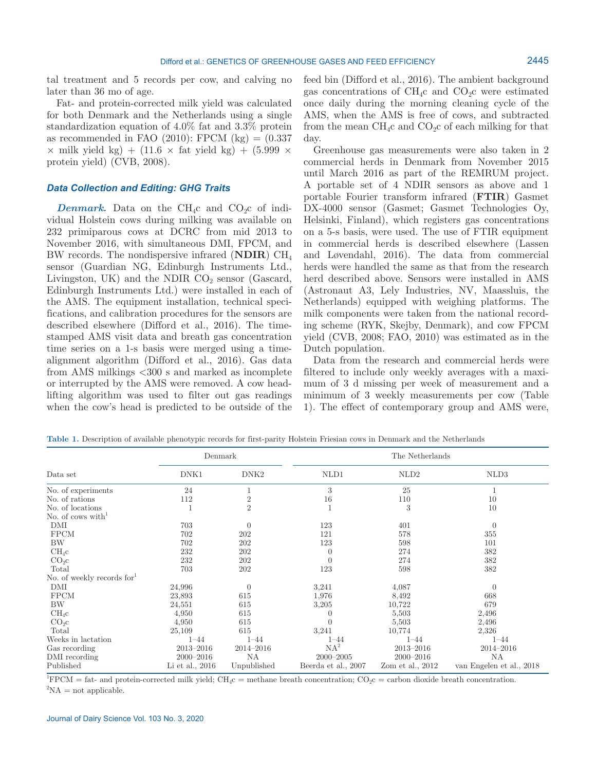tal treatment and 5 records per cow, and calving no later than 36 mo of age.

Fat- and protein-corrected milk yield was calculated for both Denmark and the Netherlands using a single standardization equation of 4.0% fat and 3.3% protein as recommended in FAO (2010): FPCM (kg) = (0.337 × milk yield kg) + (11.6 × fat yield kg) + (5.999 × protein yield) (CVB, 2008).

### Data Collection and Editing: GHG Traits

***Denmark.*** Data on the $CH_4c$ and $CO_2c$ of individual Holstein cows during milking was available on 232 primiparous cows at DCRC from mid 2013 to November 2016, with simultaneous DMI, FPCM, and BW records. The nondispersive infrared (**NDIR**) $CH_4$ sensor (Guardian NG, Edinburgh Instruments Ltd., Livingston, UK) and the NDIR $CO_2$ sensor (Gascard, Edinburgh Instruments Ltd.) were installed in each of the AMS. The equipment installation, technical specifications, and calibration procedures for the sensors are described elsewhere (Difford et al., 2016). The time-stamped AMS visit data and breath gas concentration time series on a 1-s basis were merged using a time-alignment algorithm (Difford et al., 2016). Gas data from AMS milkings <300 s and marked as incomplete or interrupted by the AMS were removed. A cow head-lifting algorithm was used to filter out gas readings when the cow's head is predicted to be outside of the feed bin (Difford et al., 2016). The ambient background gas concentrations of $CH_4c$ and $CO_2c$ were estimated once daily during the morning cleaning cycle of the AMS, when the AMS is free of cows, and subtracted from the mean $CH_4c$ and $CO_2c$ of each milking for that day.

Greenhouse gas measurements were also taken in 2 commercial herds in Denmark from November 2015 until March 2016 as part of the REMRUM project. A portable set of 4 NDIR sensors as above and 1 portable Fourier transform infrared (**FTIR**) Gasmet DX-4000 sensor (Gasmet; Gasmet Technologies Oy, Helsinki, Finland), which registers gas concentrations on a 5-s basis, were used. The use of FTIR equipment in commercial herds is described elsewhere (Lassen and Løvendahl, 2016). The data from commercial herds were handled the same as that from the research herd described above. Sensors were installed in AMS (Astronaut A3, Lely Industries, NV, Maassluis, the Netherlands) equipped with weighing platforms. The milk components were taken from the national recording scheme (RYK, Skejby, Denmark), and cow FPCM yield (CVB, 2008; FAO, 2010) was estimated as in the Dutch population.

Data from the research and commercial herds were filtered to include only weekly averages with a maximum of 3 d missing per week of measurement and a minimum of 3 weekly measurements per cow (Table 1). The effect of contemporary group and AMS were,

**Table 1.** Description of available phenotypic records for first-parity Holstein Friesian cows in Denmark and the Netherlands

| | Denmark | | The Netherlands | | |
|---|---|---|---|---|---|
| Data set | DNK1 | DNK2 | NLD1 | NLD2 | NLD3 |
| No. of experiments | 24 | 1 | 3 | 25 | 1 |
| No. of rations | 112 | 2 | 16 | 110 | 10 |
| No. of locations | 1 | 2 | 1 | 3 | 10 |
| No. of cows with[1] | | | | | |
| DMI | 703 | 0 | 123 | 401 | 0 |
| FPCM | 702 | 202 | 121 | 578 | 355 |
| BW | 702 | 202 | 123 | 598 | 101 |
| $CH_4c$ | 232 | 202 | 0 | 274 | 382 |
| $CO_2c$ | 232 | 202 | 0 | 274 | 382 |
| Total | 703 | 202 | 123 | 598 | 382 |
| No. of weekly records for[1] | | | | | |
| DMI | 24,996 | 0 | 3,241 | 4,087 | 0 |
| FPCM | 23,893 | 615 | 1,976 | 8,492 | 668 |
| BW | 24,551 | 615 | 3,205 | 10,722 | 679 |
| $CH_4c$ | 4,950 | 615 | 0 | 5,503 | 2,496 |
| $CO_2c$ | 4,950 | 615 | 0 | 5,503 | 2,496 |
| Total | 25,109 | 615 | 3,241 | 10,774 | 2,326 |
| Weeks in lactation | 1–44 | 1–44 | 1–44 | 1–44 | 1–44 |
| Gas recording | 2013–2016 | 2014–2016 | NA[2] | 2013–2016 | 2014–2016 |
| DMI recording | 2000–2016 | NA | 2000–2005 | 2000–2016 | NA |
| Published | Li et al., 2016 | Unpublished | Beerda et al., 2007 | Zom et al., 2012 | van Engelen et al., 2018 |

[1]FPCM = fat- and protein-corrected milk yield; $CH_4c$ = methane breath concentration; $CO_2c$ = carbon dioxide breath concentration.

[2]NA = not applicable.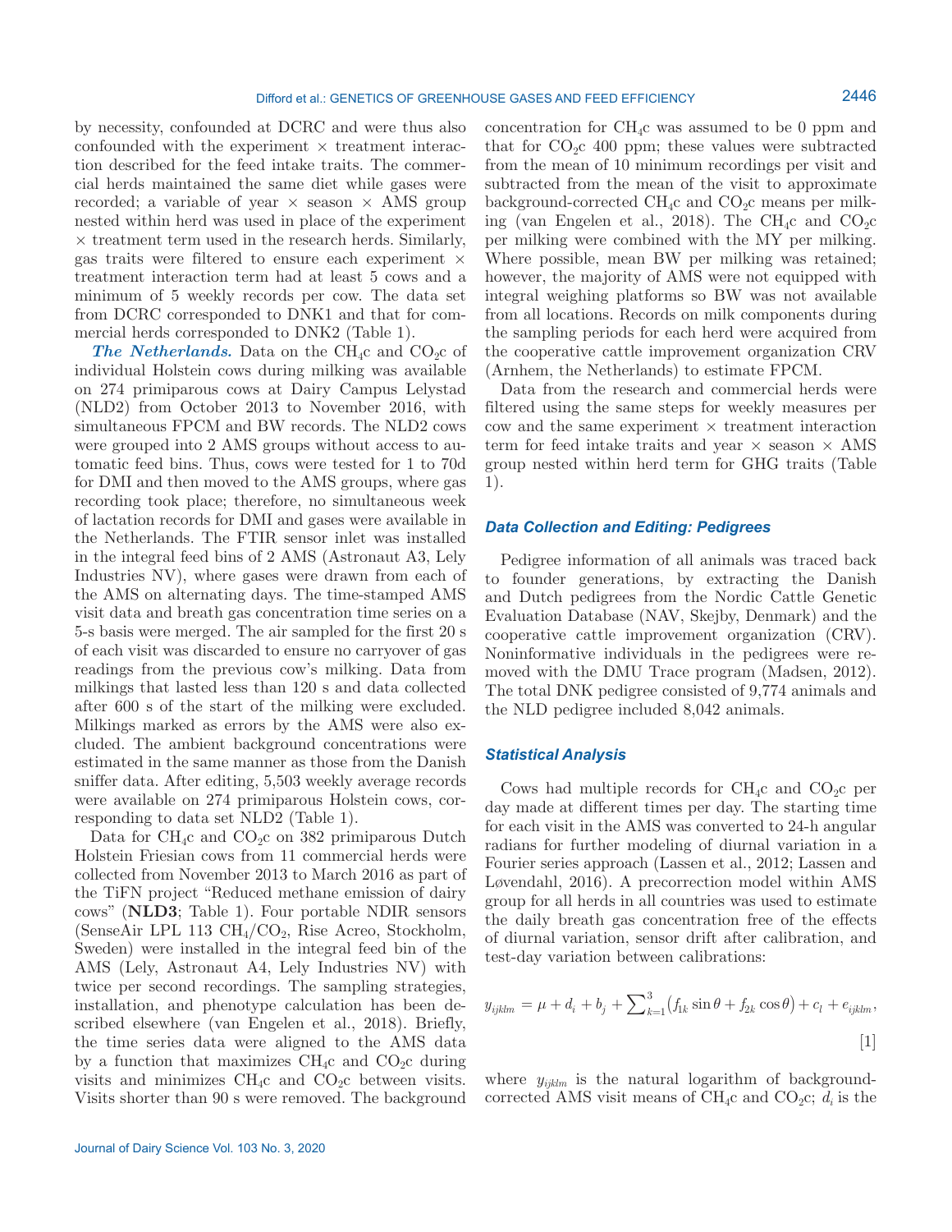by necessity, confounded at DCRC and were thus also confounded with the experiment × treatment interaction described for the feed intake traits. The commercial herds maintained the same diet while gases were recorded; a variable of year × season × AMS group nested within herd was used in place of the experiment × treatment term used in the research herds. Similarly, gas traits were filtered to ensure each experiment × treatment interaction term had at least 5 cows and a minimum of 5 weekly records per cow. The data set from DCRC corresponded to DNK1 and that for commercial herds corresponded to DNK2 (Table 1).

***The Netherlands.*** Data on the $CH_4c$ and $CO_2c$ of individual Holstein cows during milking was available on 274 primiparous cows at Dairy Campus Lelystad (NLD2) from October 2013 to November 2016, with simultaneous FPCM and BW records. The NLD2 cows were grouped into 2 AMS groups without access to automatic feed bins. Thus, cows were tested for 1 to 70d for DMI and then moved to the AMS groups, where gas recording took place; therefore, no simultaneous week of lactation records for DMI and gases were available in the Netherlands. The FTIR sensor inlet was installed in the integral feed bins of 2 AMS (Astronaut A3, Lely Industries NV), where gases were drawn from each of the AMS on alternating days. The time-stamped AMS visit data and breath gas concentration time series on a 5-s basis were merged. The air sampled for the first 20 s of each visit was discarded to ensure no carryover of gas readings from the previous cow's milking. Data from milkings that lasted less than 120 s and data collected after 600 s of the start of the milking were excluded. Milkings marked as errors by the AMS were also excluded. The ambient background concentrations were estimated in the same manner as those from the Danish sniffer data. After editing, 5,503 weekly average records were available on 274 primiparous Holstein cows, corresponding to data set NLD2 (Table 1).

Data for $CH_4c$ and $CO_2c$ on 382 primiparous Dutch Holstein Friesian cows from 11 commercial herds were collected from November 2013 to March 2016 as part of the TiFN project "Reduced methane emission of dairy cows" (**NLD3**; Table 1). Four portable NDIR sensors (SenseAir LPL 113 $CH_4/CO_2$, Rise Acreo, Stockholm, Sweden) were installed in the integral feed bin of the AMS (Lely, Astronaut A4, Lely Industries NV) with twice per second recordings. The sampling strategies, installation, and phenotype calculation has been described elsewhere (van Engelen et al., 2018). Briefly, the time series data were aligned to the AMS data by a function that maximizes $CH_4c$ and $CO_2c$ during visits and minimizes $CH_4c$ and $CO_2c$ between visits. Visits shorter than 90 s were removed. The background concentration for $CH_4c$ was assumed to be 0 ppm and that for $CO_2c$ 400 ppm; these values were subtracted from the mean of 10 minimum recordings per visit and subtracted from the mean of the visit to approximate background-corrected $CH_4c$ and $CO_2c$ means per milking (van Engelen et al., 2018). The $CH_4c$ and $CO_2c$ per milking were combined with the MY per milking. Where possible, mean BW per milking was retained; however, the majority of AMS were not equipped with integral weighing platforms so BW was not available from all locations. Records on milk components during the sampling periods for each herd were acquired from the cooperative cattle improvement organization CRV (Arnhem, the Netherlands) to estimate FPCM.

Data from the research and commercial herds were filtered using the same steps for weekly measures per cow and the same experiment × treatment interaction term for feed intake traits and year × season × AMS group nested within herd term for GHG traits (Table 1).

### Data Collection and Editing: Pedigrees

Pedigree information of all animals was traced back to founder generations, by extracting the Danish and Dutch pedigrees from the Nordic Cattle Genetic Evaluation Database (NAV, Skejby, Denmark) and the cooperative cattle improvement organization (CRV). Noninformative individuals in the pedigrees were removed with the DMU Trace program (Madsen, 2012). The total DNK pedigree consisted of 9,774 animals and the NLD pedigree included 8,042 animals.

### Statistical Analysis

Cows had multiple records for $CH_4c$ and $CO_2c$ per day made at different times per day. The starting time for each visit in the AMS was converted to 24-h angular radians for further modeling of diurnal variation in a Fourier series approach (Lassen et al., 2012; Lassen and Løvendahl, 2016). A precorrection model within AMS group for all herds in all countries was used to estimate the daily breath gas concentration free of the effects of diurnal variation, sensor drift after calibration, and test-day variation between calibrations:

$$y_{ijklm} = \mu + d_i + b_j + \sum\nolimits_{k=1}^{3}\left(f_{1k}\sin\theta + f_{2k}\cos\theta\right) + c_l + e_{ijklm}, \quad [1]$$

where $y_{ijklm}$ is the natural logarithm of background-corrected AMS visit means of $CH_4c$ and $CO_2c$; $d_i$ is the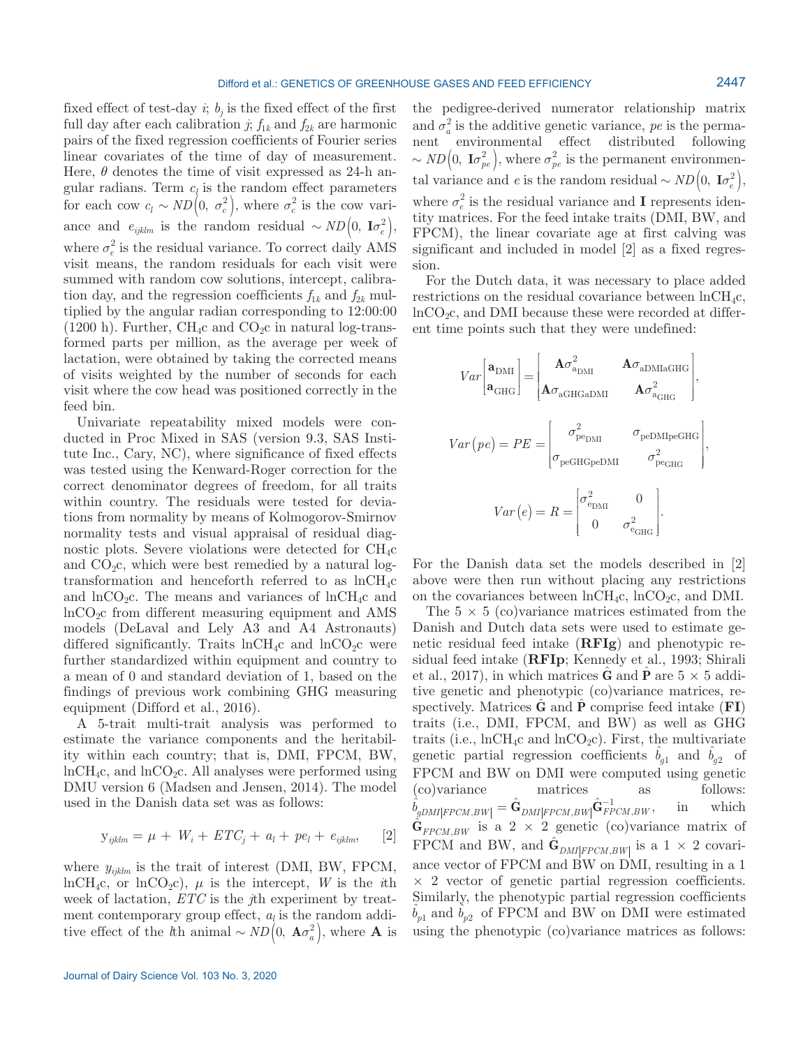fixed effect of test-day $i$; $b_j$ is the fixed effect of the first full day after each calibration $j$; $f_{1k}$ and $f_{2k}$ are harmonic pairs of the fixed regression coefficients of Fourier series linear covariates of the time of day of measurement. Here, $\theta$ denotes the time of visit expressed as 24-h angular radians. Term $c_l$ is the random effect parameters for each cow $c_l \sim ND\left(0,\ \sigma_c^2\right)$, where $\sigma_c^2$ is the cow variance and $e_{ijklm}$ is the random residual $\sim ND\left(0,\ \mathbf{I}\sigma_e^2\right)$, where $\sigma_e^2$ is the residual variance. To correct daily AMS visit means, the random residuals for each visit were summed with random cow solutions, intercept, calibration day, and the regression coefficients $f_{1k}$ and $f_{2k}$ multiplied by the angular radian corresponding to 12:00:00 (1200 h). Further, $CH_4$c and $CO_2$c in natural log-transformed parts per million, as the average per week of lactation, were obtained by taking the corrected means of visits weighted by the number of seconds for each visit where the cow head was positioned correctly in the feed bin.

Univariate repeatability mixed models were conducted in Proc Mixed in SAS (version 9.3, SAS Institute Inc., Cary, NC), where significance of fixed effects was tested using the Kenward-Roger correction for the correct denominator degrees of freedom, for all traits within country. The residuals were tested for deviations from normality by means of Kolmogorov-Smirnov normality tests and visual appraisal of residual diagnostic plots. Severe violations were detected for $CH_4$c and $CO_2$c, which were best remedied by a natural log-transformation and henceforth referred to as $\ln CH_4$c and $\ln CO_2$c. The means and variances of $\ln CH_4$c and $\ln CO_2$c from different measuring equipment and AMS models (DeLaval and Lely A3 and A4 Astronauts) differed significantly. Traits $\ln CH_4$c and $\ln CO_2$c were further standardized within equipment and country to a mean of 0 and standard deviation of 1, based on the findings of previous work combining GHG measuring equipment (Difford et al., 2016).

A 5-trait multi-trait analysis was performed to estimate the variance components and the heritability within each country; that is, DMI, FPCM, BW, $\ln CH_4$c, and $\ln CO_2$c. All analyses were performed using DMU version 6 (Madsen and Jensen, 2014). The model used in the Danish data set was as follows:

$$y_{ijklm} = \mu + W_i + ETC_j + a_l + pe_l + e_{ijklm}, \qquad [2]$$

where $y_{ijklm}$ is the trait of interest (DMI, BW, FPCM, $\ln CH_4$c, or $\ln CO_2$c), $\mu$ is the intercept, $W$ is the $i$th week of lactation, $ETC$ is the $j$th experiment by treatment contemporary group effect, $a_l$ is the random additive effect of the $l$th animal $\sim ND\left(0,\ \mathbf{A}\sigma_a^2\right)$, where $\mathbf{A}$ is the pedigree-derived numerator relationship matrix and $\sigma_a^2$ is the additive genetic variance, $pe$ is the permanent environmental effect distributed following $\sim ND\left(0,\ \mathbf{I}\sigma_{pe}^2\right)$, where $\sigma_{pe}^2$ is the permanent environmental variance and $e$ is the random residual $\sim ND\left(0,\ \mathbf{I}\sigma_e^2\right)$, where $\sigma_e^2$ is the residual variance and $\mathbf{I}$ represents identity matrices. For the feed intake traits (DMI, BW, and FPCM), the linear covariate age at first calving was significant and included in model [2] as a fixed regression.

For the Dutch data, it was necessary to place added restrictions on the residual covariance between $\ln CH_4$c, $\ln CO_2$c, and DMI because these were recorded at different time points such that they were undefined:

$$Var\begin{bmatrix}\mathbf{a}_{\text{DMI}}\\ \mathbf{a}_{\text{GHG}}\end{bmatrix} = \begin{bmatrix}\mathbf{A}\sigma^2_{\text{a}_{\text{DMI}}} & \mathbf{A}\sigma_{\text{aDMIaGHG}}\\ \mathbf{A}\sigma_{\text{aGHGaDMI}} & \mathbf{A}\sigma^2_{\text{a}_{\text{GHG}}}\end{bmatrix},$$

$$Var(pe) = PE = \begin{bmatrix}\sigma^2_{\text{pe}_{\text{DMI}}} & \sigma_{\text{peDMIpeGHG}}\\ \sigma_{\text{peGHGpeDMI}} & \sigma^2_{\text{pe}_{\text{GHG}}}\end{bmatrix},$$

$$Var(e) = R = \begin{bmatrix}\sigma^2_{\text{e}_{\text{DMI}}} & 0\\ 0 & \sigma^2_{\text{e}_{\text{GHG}}}\end{bmatrix}.$$

For the Danish data set the models described in [2] above were then run without placing any restrictions on the covariances between $\ln CH_4$c, $\ln CO_2$c, and DMI.

The $5 \times 5$ (co)variance matrices estimated from the Danish and Dutch data sets were used to estimate genetic residual feed intake (**RFIg**) and phenotypic residual feed intake (**RFIp**; Kennedy et al., 1993; Shirali et al., 2017), in which matrices $\hat{\mathbf{G}}$ and $\hat{\mathbf{P}}$ are $5 \times 5$ additive genetic and phenotypic (co)variance matrices, respectively. Matrices $\hat{\mathbf{G}}$ and $\hat{\mathbf{P}}$ comprise feed intake (**FI**) traits (i.e., DMI, FPCM, and BW) as well as GHG traits (i.e., $\ln CH_4$c and $\ln CO_2$c). First, the multivariate genetic partial regression coefficients $\hat{b}_{g1}$ and $\hat{b}_{g2}$ of FPCM and BW on DMI were computed using genetic (co)variance matrices as follows: $\hat{b}_{gDMI|FPCM,BW|} = \hat{\mathbf{G}}_{DMI|FPCM,BW|}\hat{\mathbf{G}}^{-1}_{FPCM,BW}$, in which $\hat{\mathbf{G}}_{FPCM,BW}$ is a $2 \times 2$ genetic (co)variance matrix of FPCM and BW, and $\hat{\mathbf{G}}_{DMI|FPCM,BW|}$ is a $1 \times 2$ covariance vector of FPCM and BW on DMI, resulting in a $1 \times 2$ vector of genetic partial regression coefficients. Similarly, the phenotypic partial regression coefficients $\hat{b}_{p1}$ and $\hat{b}_{p2}$ of FPCM and BW on DMI were estimated using the phenotypic (co)variance matrices as follows: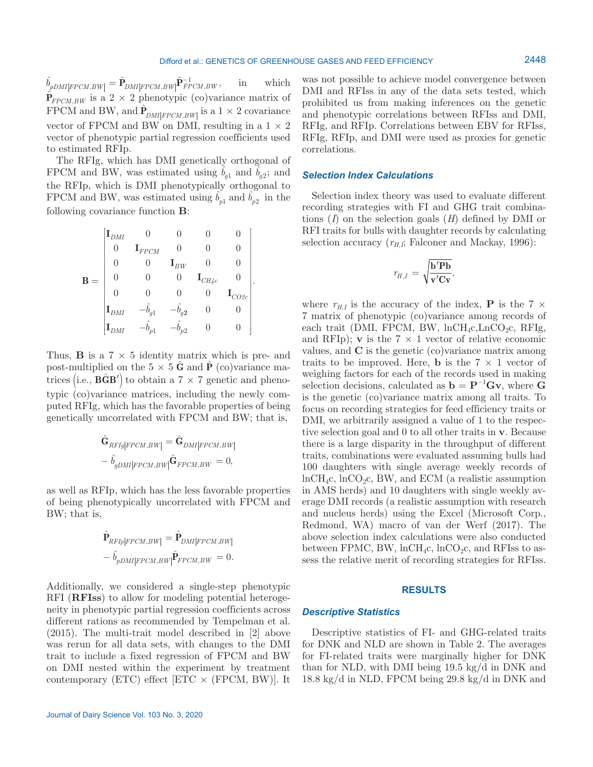$\hat{b}_{pDMI|FPCM,BW|} = \hat{\mathbf{P}}_{DMI|FPCM,BW|}\hat{\mathbf{P}}^{-1}_{FPCM,BW}$, in which $\hat{\mathbf{P}}_{FPCM,BW}$ is a 2 × 2 phenotypic (co)variance matrix of FPCM and BW, and $\hat{\mathbf{P}}_{DMI|FPCM,BW|}$ is a 1 × 2 covariance vector of FPCM and BW on DMI, resulting in a 1 × 2 vector of phenotypic partial regression coefficients used to estimated RFIp.

The RFIg, which has DMI genetically orthogonal of FPCM and BW, was estimated using $\hat{b}_{g1}$ and $\hat{b}_{g2}$; and the RFIp, which is DMI phenotypically orthogonal to FPCM and BW, was estimated using $\hat{b}_{p1}$ and $\hat{b}_{p2}$ in the following covariance function **B**:

$$\mathbf{B} = \begin{bmatrix} \mathbf{I}_{DMI} & 0 & 0 & 0 & 0 \\ 0 & \mathbf{I}_{FPCM} & 0 & 0 & 0 \\ 0 & 0 & \mathbf{I}_{BW} & 0 & 0 \\ 0 & 0 & 0 & \mathbf{I}_{CH4c} & 0 \\ 0 & 0 & 0 & 0 & \mathbf{I}_{CO2c} \\ \mathbf{I}_{DMI} & -\hat{b}_{g1} & -\hat{b}_{g2} & 0 & 0 \\ \mathbf{I}_{DMI} & -\hat{b}_{p1} & -\hat{b}_{p2} & 0 & 0 \end{bmatrix}.$$

Thus, **B** is a 7 × 5 identity matrix which is pre- and post-multiplied on the 5 × 5 $\hat{\mathbf{G}}$ and $\hat{\mathbf{P}}$ (co)variance matrices $\left(\text{i.e., } \mathbf{B}\hat{\mathbf{G}}\mathbf{B}'\right)$ to obtain a 7 × 7 genetic and phenotypic (co)variance matrices, including the newly computed RFIg, which has the favorable properties of being genetically uncorrelated with FPCM and BW; that is,

$$\hat{\mathbf{G}}_{RFIg|FPCM,BW|} = \hat{\mathbf{G}}_{DMI|FPCM,BW|} - \hat{b}_{gDMI|FPCM,BW|}\hat{\mathbf{G}}_{FPCM,BW} = 0,$$

as well as RFIp, which has the less favorable properties of being phenotypically uncorrelated with FPCM and BW; that is,

$$\hat{\mathbf{P}}_{RFIp|FPCM,BW|} = \hat{\mathbf{P}}_{DMI|FPCM,BW|} - \hat{b}_{pDMI|FPCM,BW|}\hat{\mathbf{P}}_{FPCM,BW} = 0.$$

Additionally, we considered a single-step phenotypic RFI (**RFIss**) to allow for modeling potential heterogeneity in phenotypic partial regression coefficients across different rations as recommended by Tempelman et al. (2015). The multi-trait model described in [2] above was rerun for all data sets, with changes to the DMI trait to include a fixed regression of FPCM and BW on DMI nested within the experiment by treatment contemporary (ETC) effect [ETC × (FPCM, BW)]. It was not possible to achieve model convergence between DMI and RFIss in any of the data sets tested, which prohibited us from making inferences on the genetic and phenotypic correlations between RFIss and DMI, RFIg, and RFIp. Correlations between EBV for RFIss, RFIg, RFIp, and DMI were used as proxies for genetic correlations.

### *Selection Index Calculations*

Selection index theory was used to evaluate different recording strategies with FI and GHG trait combinations ($I$) on the selection goals ($H$) defined by DMI or RFI traits for bulls with daughter records by calculating selection accuracy ($r_{H,I}$; Falconer and Mackay, 1996):

$$r_{H,I} = \sqrt{\frac{\mathbf{b}'\mathbf{Pb}}{\mathbf{v}'\mathbf{Cv}}},$$

where $r_{H,I}$ is the accuracy of the index, **P** is the 7 × 7 matrix of phenotypic (co)variance among records of each trait (DMI, FPCM, BW, $\ln CH_4c$, $\ln CO_2c$, RFIg, and RFIp); **v** is the 7 × 1 vector of relative economic values, and **C** is the genetic (co)variance matrix among traits to be improved. Here, **b** is the 7 × 1 vector of weighing factors for each of the records used in making selection decisions, calculated as $\mathbf{b} = \mathbf{P}^{-1}\mathbf{Gv}$, where **G** is the genetic (co)variance matrix among all traits. To focus on recording strategies for feed efficiency traits or DMI, we arbitrarily assigned a value of 1 to the respective selection goal and 0 to all other traits in **v**. Because there is a large disparity in the throughput of different traits, combinations were evaluated assuming bulls had 100 daughters with single average weekly records of $\ln CH_4c$, $\ln CO_2c$, BW, and ECM (a realistic assumption in AMS herds) and 10 daughters with single weekly average DMI records (a realistic assumption with research and nucleus herds) using the Excel (Microsoft Corp., Redmond, WA) macro of van der Werf (2017). The above selection index calculations were also conducted between FPMC, BW, $\ln CH_4c$, $\ln CO_2c$, and RFIss to assess the relative merit of recording strategies for RFIss.

## RESULTS

### *Descriptive Statistics*

Descriptive statistics of FI- and GHG-related traits for DNK and NLD are shown in Table 2. The averages for FI-related traits were marginally higher for DNK than for NLD, with DMI being 19.5 kg/d in DNK and 18.8 kg/d in NLD, FPCM being 29.8 kg/d in DNK and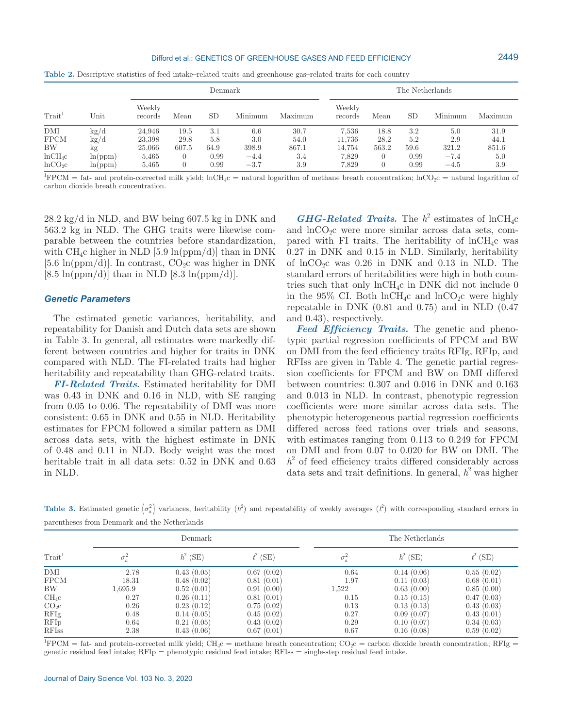**Table 2.** Descriptive statistics of feed intake–related traits and greenhouse gas–related traits for each country

| Trait[1] | Unit | Denmark | | | | | The Netherlands | | | | |
|---|---|---|---|---|---|---|---|---|---|---|---|
| | | Weekly records | Mean | SD | Minimum | Maximum | Weekly records | Mean | SD | Minimum | Maximum |
| DMI | kg/d | 24,946 | 19.5 | 3.1 | 6.6 | 30.7 | 7,536 | 18.8 | 3.2 | 5.0 | 31.9 |
| FPCM | kg/d | 23,398 | 29.8 | 5.8 | 3.0 | 54.0 | 11,736 | 28.2 | 5.2 | 2.9 | 44.1 |
| BW | kg | 25,066 | 607.5 | 64.9 | 398.9 | 867.1 | 14,754 | 563.2 | 59.6 | 321.2 | 851.6 |
| $lnCH_4c$ | ln(ppm) | 5,465 | 0 | 0.99 | −4.4 | 3.4 | 7,829 | 0 | 0.99 | −7.4 | 5.0 |
| $lnCO_2c$ | ln(ppm) | 5,465 | 0 | 0.99 | −3.7 | 3.9 | 7,829 | 0 | 0.99 | −4.5 | 3.9 |

[1]FPCM = fat- and protein-corrected milk yield; $lnCH_4c$ = natural logarithm of methane breath concentration; $lnCO_2c$ = natural logarithm of carbon dioxide breath concentration.

28.2 kg/d in NLD, and BW being 607.5 kg in DNK and 563.2 kg in NLD. The GHG traits were likewise comparable between the countries before standardization, with $CH_4c$ higher in NLD [5.9 ln(ppm/d)] than in DNK [5.6 ln(ppm/d)]. In contrast, $CO_2c$ was higher in DNK [8.5 ln(ppm/d)] than in NLD [8.3 ln(ppm/d)].

## Genetic Parameters

The estimated genetic variances, heritability, and repeatability for Danish and Dutch data sets are shown in Table 3. In general, all estimates were markedly different between countries and higher for traits in DNK compared with NLD. The FI-related traits had higher heritability and repeatability than GHG-related traits.

***FI-Related Traits.*** Estimated heritability for DMI was 0.43 in DNK and 0.16 in NLD, with SE ranging from 0.05 to 0.06. The repeatability of DMI was more consistent: 0.65 in DNK and 0.55 in NLD. Heritability estimates for FPCM followed a similar pattern as DMI across data sets, with the highest estimate in DNK of 0.48 and 0.11 in NLD. Body weight was the most heritable trait in all data sets: 0.52 in DNK and 0.63 in NLD.

***GHG-Related Traits.*** The $h^2$ estimates of $lnCH_4c$ and $lnCO_2c$ were more similar across data sets, compared with FI traits. The heritability of $lnCH_4c$ was 0.27 in DNK and 0.15 in NLD. Similarly, heritability of $lnCO_2c$ was 0.26 in DNK and 0.13 in NLD. The standard errors of heritabilities were high in both countries such that only $lnCH_4c$ in DNK did not include 0 in the 95% CI. Both $lnCH_4c$ and $lnCO_2c$ were highly repeatable in DNK (0.81 and 0.75) and in NLD (0.47 and 0.43), respectively.

***Feed Efficiency Traits.*** The genetic and phenotypic partial regression coefficients of FPCM and BW on DMI from the feed efficiency traits RFIg, RFIp, and RFIss are given in Table 4. The genetic partial regression coefficients for FPCM and BW on DMI differed between countries: 0.307 and 0.016 in DNK and 0.163 and 0.013 in NLD. In contrast, phenotypic regression coefficients were more similar across data sets. The phenotypic heterogeneous partial regression coefficients differed across feed rations over trials and seasons, with estimates ranging from 0.113 to 0.249 for FPCM on DMI and from 0.07 to 0.020 for BW on DMI. The $h^2$ of feed efficiency traits differed considerably across data sets and trait definitions. In general, $h^2$ was higher

**Table 3.** Estimated genetic $\left(\sigma_a^2\right)$ variances, heritability ($h^2$) and repeatability of weekly averages ($t^2$) with corresponding standard errors in parentheses from Denmark and the Netherlands

| Trait[1] | Denmark | | | The Netherlands | | |
|---|---|---|---|---|---|---|
| | $\sigma_a^2$ | $h^2$ (SE) | $t^2$ (SE) | $\sigma_a^2$ | $h^2$ (SE) | $t^2$ (SE) |
| DMI | 2.78 | 0.43 (0.05) | 0.67 (0.02) | 0.64 | 0.14 (0.06) | 0.55 (0.02) |
| FPCM | 18.31 | 0.48 (0.02) | 0.81 (0.01) | 1.97 | 0.11 (0.03) | 0.68 (0.01) |
| BW | 1,695.9 | 0.52 (0.01) | 0.91 (0.00) | 1,522 | 0.63 (0.00) | 0.85 (0.00) |
| $CH_4c$ | 0.27 | 0.26 (0.11) | 0.81 (0.01) | 0.15 | 0.15 (0.15) | 0.47 (0.03) |
| $CO_2c$ | 0.26 | 0.23 (0.12) | 0.75 (0.02) | 0.13 | 0.13 (0.13) | 0.43 (0.03) |
| RFIg | 0.48 | 0.14 (0.05) | 0.45 (0.02) | 0.27 | 0.09 (0.07) | 0.43 (0.01) |
| RFIp | 0.64 | 0.21 (0.05) | 0.43 (0.02) | 0.29 | 0.10 (0.07) | 0.34 (0.03) |
| RFIss | 2.38 | 0.43 (0.06) | 0.67 (0.01) | 0.67 | 0.16 (0.08) | 0.59 (0.02) |

[1]FPCM = fat- and protein-corrected milk yield; $CH_4c$ = methane breath concentration; $CO_2c$ = carbon dioxide breath concentration; RFIg = genetic residual feed intake; RFIp = phenotypic residual feed intake; RFIss = single-step residual feed intake.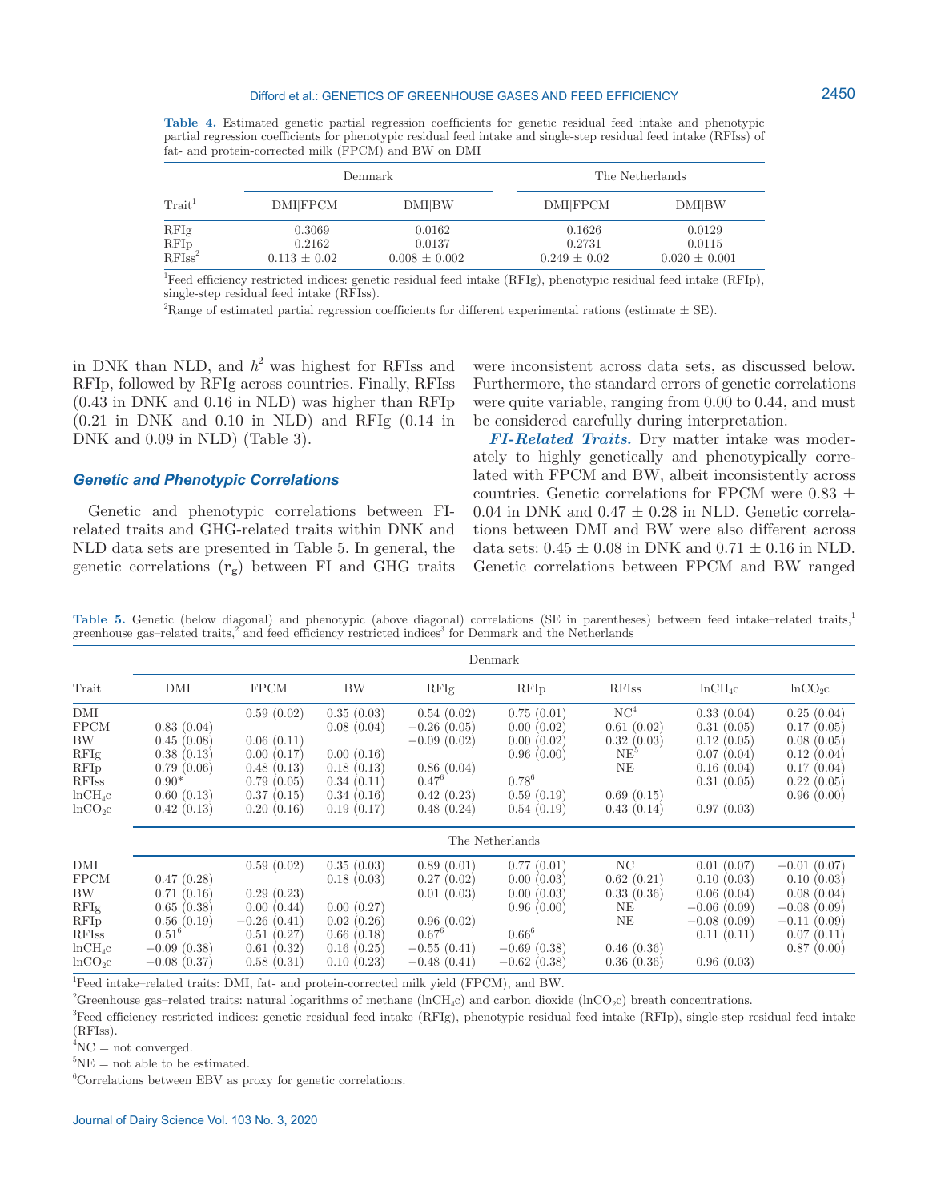**Table 4.** Estimated genetic partial regression coefficients for genetic residual feed intake and phenotypic partial regression coefficients for phenotypic residual feed intake and single-step residual feed intake (RFIss) of fat- and protein-corrected milk (FPCM) and BW on DMI

| Trait[1] | Denmark | | The Netherlands | |
|---|---|---|---|---|
| | DMI\|FPCM | DMI\|BW | DMI\|FPCM | DMI\|BW |
| RFIg | 0.3069 | 0.0162 | 0.1626 | 0.0129 |
| RFIp | 0.2162 | 0.0137 | 0.2731 | 0.0115 |
| RFIss[2] | 0.113 ± 0.02 | 0.008 ± 0.002 | 0.249 ± 0.02 | 0.020 ± 0.001 |

[1]Feed efficiency restricted indices: genetic residual feed intake (RFIg), phenotypic residual feed intake (RFIp), single-step residual feed intake (RFIss).

[2]Range of estimated partial regression coefficients for different experimental rations (estimate ± SE).

in DNK than NLD, and $h^2$ was highest for RFIss and RFIp, followed by RFIg across countries. Finally, RFIss (0.43 in DNK and 0.16 in NLD) was higher than RFIp (0.21 in DNK and 0.10 in NLD) and RFIg (0.14 in DNK and 0.09 in NLD) (Table 3).

### Genetic and Phenotypic Correlations

Genetic and phenotypic correlations between FI-related traits and GHG-related traits within DNK and NLD data sets are presented in Table 5. In general, the genetic correlations ($\mathbf{r_g}$) between FI and GHG traits were inconsistent across data sets, as discussed below. Furthermore, the standard errors of genetic correlations were quite variable, ranging from 0.00 to 0.44, and must be considered carefully during interpretation.

***FI-Related Traits.*** Dry matter intake was moderately to highly genetically and phenotypically correlated with FPCM and BW, albeit inconsistently across countries. Genetic correlations for FPCM were 0.83 ± 0.04 in DNK and 0.47 ± 0.28 in NLD. Genetic correlations between DMI and BW were also different across data sets: 0.45 ± 0.08 in DNK and 0.71 ± 0.16 in NLD. Genetic correlations between FPCM and BW ranged

**Table 5.** Genetic (below diagonal) and phenotypic (above diagonal) correlations (SE in parentheses) between feed intake–related traits,[1] greenhouse gas–related traits,[2] and feed efficiency restricted indices[3] for Denmark and the Netherlands

| Trait | DMI | FPCM | BW | RFIg | RFIp | RFIss | $\ln CH_4c$ | $\ln CO_2c$ |
|---|---|---|---|---|---|---|---|---|
| | **Denmark** | | | | | | | |
| DMI | | 0.59 (0.02) | 0.35 (0.03) | 0.54 (0.02) | 0.75 (0.01) | NC[4] | 0.33 (0.04) | 0.25 (0.04) |
| FPCM | 0.83 (0.04) | | 0.08 (0.04) | −0.26 (0.05) | 0.00 (0.02) | 0.61 (0.02) | 0.31 (0.05) | 0.17 (0.05) |
| BW | 0.45 (0.08) | 0.06 (0.11) | | −0.09 (0.02) | 0.00 (0.02) | 0.32 (0.03) | 0.12 (0.05) | 0.08 (0.05) |
| RFIg | 0.38 (0.13) | 0.00 (0.17) | 0.00 (0.16) | | 0.96 (0.00) | NE[5] | 0.07 (0.04) | 0.12 (0.04) |
| RFIp | 0.79 (0.06) | 0.48 (0.13) | 0.18 (0.13) | 0.86 (0.04) | | NE | 0.16 (0.04) | 0.17 (0.04) |
| RFIss | 0.90* | 0.79 (0.05) | 0.34 (0.11) | 0.47[6] | 0.78[6] | | 0.31 (0.05) | 0.22 (0.05) |
| $\ln CH_4c$ | 0.60 (0.13) | 0.37 (0.15) | 0.34 (0.16) | 0.42 (0.23) | 0.59 (0.19) | 0.69 (0.15) | | 0.96 (0.00) |
| $\ln CO_2c$ | 0.42 (0.13) | 0.20 (0.16) | 0.19 (0.17) | 0.48 (0.24) | 0.54 (0.19) | 0.43 (0.14) | 0.97 (0.03) | |
| | **The Netherlands** | | | | | | | |
| DMI | | 0.59 (0.02) | 0.35 (0.03) | 0.89 (0.01) | 0.77 (0.01) | NC | 0.01 (0.07) | −0.01 (0.07) |
| FPCM | 0.47 (0.28) | | 0.18 (0.03) | 0.27 (0.02) | 0.00 (0.03) | 0.62 (0.21) | 0.10 (0.03) | 0.10 (0.03) |
| BW | 0.71 (0.16) | 0.29 (0.23) | | 0.01 (0.03) | 0.00 (0.03) | 0.33 (0.36) | 0.06 (0.04) | 0.08 (0.04) |
| RFIg | 0.65 (0.38) | 0.00 (0.44) | 0.00 (0.27) | | 0.96 (0.00) | NE | −0.06 (0.09) | −0.08 (0.09) |
| RFIp | 0.56 (0.19) | −0.26 (0.41) | 0.02 (0.26) | 0.96 (0.02) | | NE | −0.08 (0.09) | −0.11 (0.09) |
| RFIss | 0.51[6] | 0.51 (0.27) | 0.66 (0.18) | 0.67[6] | 0.66[6] | | 0.11 (0.11) | 0.07 (0.11) |
| $\ln CH_4c$ | −0.09 (0.38) | 0.61 (0.32) | 0.16 (0.25) | −0.55 (0.41) | −0.69 (0.38) | 0.46 (0.36) | | 0.87 (0.00) |
| $\ln CO_2c$ | −0.08 (0.37) | 0.58 (0.31) | 0.10 (0.23) | −0.48 (0.41) | −0.62 (0.38) | 0.36 (0.36) | 0.96 (0.03) | |

[1]Feed intake–related traits: DMI, fat- and protein-corrected milk yield (FPCM), and BW.

[2]Greenhouse gas–related traits: natural logarithms of methane ($\ln CH_4c$) and carbon dioxide ($\ln CO_2c$) breath concentrations.

[3]Feed efficiency restricted indices: genetic residual feed intake (RFIg), phenotypic residual feed intake (RFIp), single-step residual feed intake (RFIss).

[4]NC = not converged.

[5]NE = not able to be estimated.

[6]Correlations between EBV as proxy for genetic correlations.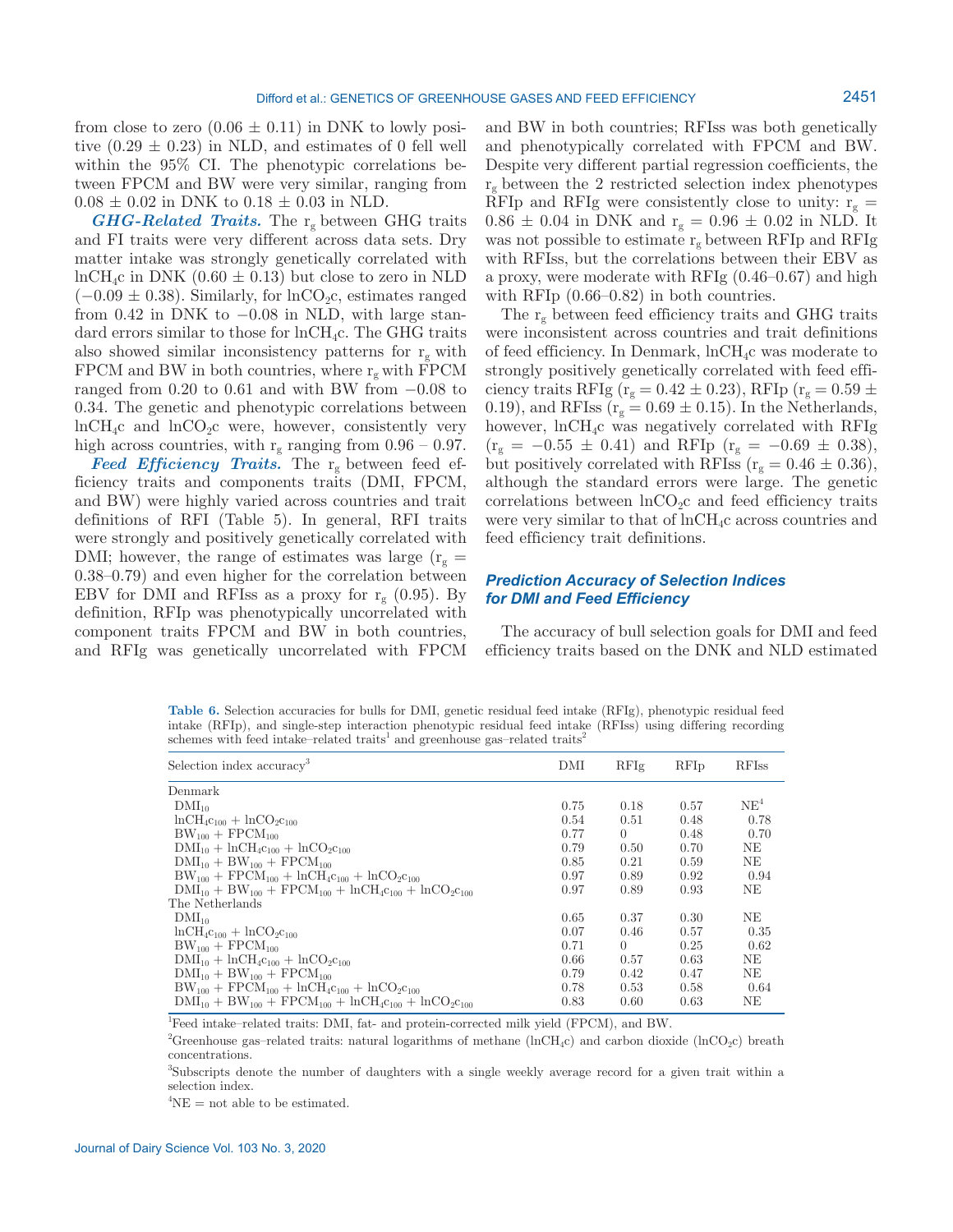from close to zero (0.06 ± 0.11) in DNK to lowly positive (0.29 ± 0.23) in NLD, and estimates of 0 fell well within the 95% CI. The phenotypic correlations between FPCM and BW were very similar, ranging from 0.08 ± 0.02 in DNK to 0.18 ± 0.03 in NLD.

***GHG-Related Traits.*** The $r_g$ between GHG traits and FI traits were very different across data sets. Dry matter intake was strongly genetically correlated with $lnCH_4c$ in DNK (0.60 ± 0.13) but close to zero in NLD (−0.09 ± 0.38). Similarly, for $lnCO_2c$, estimates ranged from 0.42 in DNK to −0.08 in NLD, with large standard errors similar to those for $lnCH_4c$. The GHG traits also showed similar inconsistency patterns for $r_g$ with FPCM and BW in both countries, where $r_g$ with FPCM ranged from 0.20 to 0.61 and with BW from −0.08 to 0.34. The genetic and phenotypic correlations between $lnCH_4c$ and $lnCO_2c$ were, however, consistently very high across countries, with $r_g$ ranging from 0.96 – 0.97.

***Feed Efficiency Traits.*** The $r_g$ between feed efficiency traits and components traits (DMI, FPCM, and BW) were highly varied across countries and trait definitions of RFI (Table 5). In general, RFI traits were strongly and positively genetically correlated with DMI; however, the range of estimates was large ($r_g$ = 0.38–0.79) and even higher for the correlation between EBV for DMI and RFIss as a proxy for $r_g$ (0.95). By definition, RFIp was phenotypically uncorrelated with component traits FPCM and BW in both countries, and RFIg was genetically uncorrelated with FPCM and BW in both countries; RFIss was both genetically and phenotypically correlated with FPCM and BW. Despite very different partial regression coefficients, the $r_g$ between the 2 restricted selection index phenotypes RFIp and RFIg were consistently close to unity: $r_g$ = 0.86 ± 0.04 in DNK and $r_g$ = 0.96 ± 0.02 in NLD. It was not possible to estimate $r_g$ between RFIp and RFIg with RFIss, but the correlations between their EBV as a proxy, were moderate with RFIg (0.46–0.67) and high with RFIp (0.66–0.82) in both countries.

The $r_g$ between feed efficiency traits and GHG traits were inconsistent across countries and trait definitions of feed efficiency. In Denmark, $lnCH_4c$ was moderate to strongly positively genetically correlated with feed efficiency traits RFIg ($r_g$ = 0.42 ± 0.23), RFIp ($r_g$ = 0.59 ± 0.19), and RFIss ($r_g$ = 0.69 ± 0.15). In the Netherlands, however, $lnCH_4c$ was negatively correlated with RFIg ($r_g$ = −0.55 ± 0.41) and RFIp ($r_g$ = −0.69 ± 0.38), but positively correlated with RFIss ($r_g$ = 0.46 ± 0.36), although the standard errors were large. The genetic correlations between $lnCO_2c$ and feed efficiency traits were very similar to that of $lnCH_4c$ across countries and feed efficiency trait definitions.

## Prediction Accuracy of Selection Indices for DMI and Feed Efficiency

The accuracy of bull selection goals for DMI and feed efficiency traits based on the DNK and NLD estimated

**Table 6.** Selection accuracies for bulls for DMI, genetic residual feed intake (RFIg), phenotypic residual feed intake (RFIp), and single-step interaction phenotypic residual feed intake (RFIss) using differing recording schemes with feed intake–related traits[1] and greenhouse gas–related traits[2]

| Selection index accuracy[3] | DMI | RFIg | RFIp | RFIss |
|---|---|---|---|---|
| Denmark | | | | |
| $DMI_{10}$ | 0.75 | 0.18 | 0.57 | NE[4] |
| $lnCH_4c_{100} + lnCO_2c_{100}$ | 0.54 | 0.51 | 0.48 | 0.78 |
| $BW_{100} + FPCM_{100}$ | 0.77 | 0 | 0.48 | 0.70 |
| $DMI_{10} + lnCH_4c_{100} + lnCO_2c_{100}$ | 0.79 | 0.50 | 0.70 | NE |
| $DMI_{10} + BW_{100} + FPCM_{100}$ | 0.85 | 0.21 | 0.59 | NE |
| $BW_{100} + FPCM_{100} + lnCH_4c_{100} + lnCO_2c_{100}$ | 0.97 | 0.89 | 0.92 | 0.94 |
| $DMI_{10} + BW_{100} + FPCM_{100} + lnCH_4c_{100} + lnCO_2c_{100}$ | 0.97 | 0.89 | 0.93 | NE |
| The Netherlands | | | | |
| $DMI_{10}$ | 0.65 | 0.37 | 0.30 | NE |
| $lnCH_4c_{100} + lnCO_2c_{100}$ | 0.07 | 0.46 | 0.57 | 0.35 |
| $BW_{100} + FPCM_{100}$ | 0.71 | 0 | 0.25 | 0.62 |
| $DMI_{10} + lnCH_4c_{100} + lnCO_2c_{100}$ | 0.66 | 0.57 | 0.63 | NE |
| $DMI_{10} + BW_{100} + FPCM_{100}$ | 0.79 | 0.42 | 0.47 | NE |
| $BW_{100} + FPCM_{100} + lnCH_4c_{100} + lnCO_2c_{100}$ | 0.78 | 0.53 | 0.58 | 0.64 |
| $DMI_{10} + BW_{100} + FPCM_{100} + lnCH_4c_{100} + lnCO_2c_{100}$ | 0.83 | 0.60 | 0.63 | NE |

[1]Feed intake–related traits: DMI, fat- and protein-corrected milk yield (FPCM), and BW.

[2]Greenhouse gas–related traits: natural logarithms of methane ($lnCH_4c$) and carbon dioxide ($lnCO_2c$) breath concentrations.

[3]Subscripts denote the number of daughters with a single weekly average record for a given trait within a selection index.

[4]NE = not able to be estimated.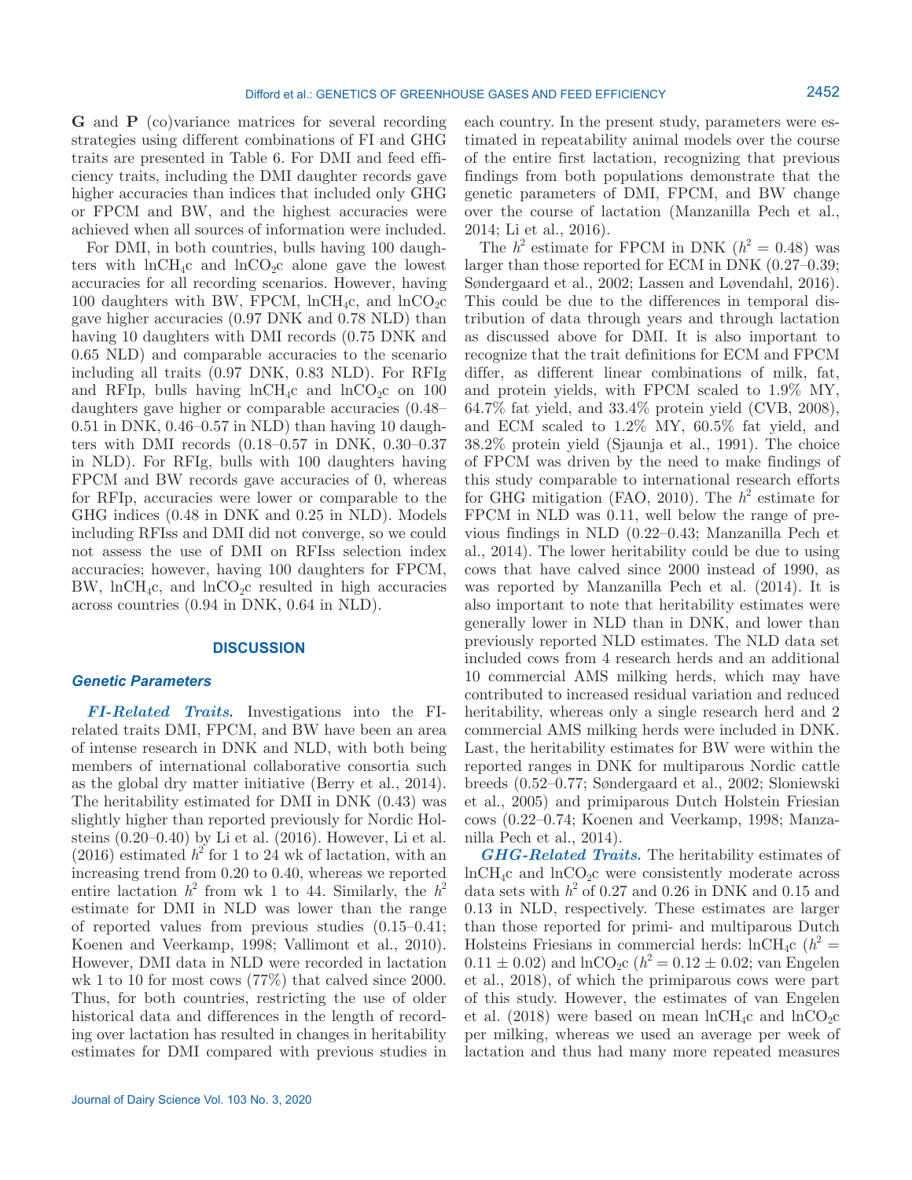**G** and **P** (co)variance matrices for several recording strategies using different combinations of FI and GHG traits are presented in Table 6. For DMI and feed efficiency traits, including the DMI daughter records gave higher accuracies than indices that included only GHG or FPCM and BW, and the highest accuracies were achieved when all sources of information were included.

For DMI, in both countries, bulls having 100 daughters with $lnCH_4c$ and $lnCO_2c$ alone gave the lowest accuracies for all recording scenarios. However, having 100 daughters with BW, FPCM, $lnCH_4c$, and $lnCO_2c$ gave higher accuracies (0.97 DNK and 0.78 NLD) than having 10 daughters with DMI records (0.75 DNK and 0.65 NLD) and comparable accuracies to the scenario including all traits (0.97 DNK, 0.83 NLD). For RFIg and RFIp, bulls having $lnCH_4c$ and $lnCO_2c$ on 100 daughters gave higher or comparable accuracies (0.48–0.51 in DNK, 0.46–0.57 in NLD) than having 10 daughters with DMI records (0.18–0.57 in DNK, 0.30–0.37 in NLD). For RFIg, bulls with 100 daughters having FPCM and BW records gave accuracies of 0, whereas for RFIp, accuracies were lower or comparable to the GHG indices (0.48 in DNK and 0.25 in NLD). Models including RFIss and DMI did not converge, so we could not assess the use of DMI on RFIss selection index accuracies; however, having 100 daughters for FPCM, BW, $lnCH_4c$, and $lnCO_2c$ resulted in high accuracies across countries (0.94 in DNK, 0.64 in NLD).

## DISCUSSION

### Genetic Parameters

***FI-Related Traits.*** Investigations into the FI-related traits DMI, FPCM, and BW have been an area of intense research in DNK and NLD, with both being members of international collaborative consortia such as the global dry matter initiative (Berry et al., 2014). The heritability estimated for DMI in DNK (0.43) was slightly higher than reported previously for Nordic Holsteins (0.20–0.40) by Li et al. (2016). However, Li et al. (2016) estimated $h^2$ for 1 to 24 wk of lactation, with an increasing trend from 0.20 to 0.40, whereas we reported entire lactation $h^2$ from wk 1 to 44. Similarly, the $h^2$ estimate for DMI in NLD was lower than the range of reported values from previous studies (0.15–0.41; Koenen and Veerkamp, 1998; Vallimont et al., 2010). However, DMI data in NLD were recorded in lactation wk 1 to 10 for most cows (77%) that calved since 2000. Thus, for both countries, restricting the use of older historical data and differences in the length of recording over lactation has resulted in changes in heritability estimates for DMI compared with previous studies in each country. In the present study, parameters were estimated in repeatability animal models over the course of the entire first lactation, recognizing that previous findings from both populations demonstrate that the genetic parameters of DMI, FPCM, and BW change over the course of lactation (Manzanilla Pech et al., 2014; Li et al., 2016).

The $h^2$ estimate for FPCM in DNK ($h^2 = 0.48$) was larger than those reported for ECM in DNK (0.27–0.39; Søndergaard et al., 2002; Lassen and Løvendahl, 2016). This could be due to the differences in temporal distribution of data through years and through lactation as discussed above for DMI. It is also important to recognize that the trait definitions for ECM and FPCM differ, as different linear combinations of milk, fat, and protein yields, with FPCM scaled to 1.9% MY, 64.7% fat yield, and 33.4% protein yield (CVB, 2008), and ECM scaled to 1.2% MY, 60.5% fat yield, and 38.2% protein yield (Sjaunja et al., 1991). The choice of FPCM was driven by the need to make findings of this study comparable to international research efforts for GHG mitigation (FAO, 2010). The $h^2$ estimate for FPCM in NLD was 0.11, well below the range of previous findings in NLD (0.22–0.43; Manzanilla Pech et al., 2014). The lower heritability could be due to using cows that have calved since 2000 instead of 1990, as was reported by Manzanilla Pech et al. (2014). It is also important to note that heritability estimates were generally lower in NLD than in DNK, and lower than previously reported NLD estimates. The NLD data set included cows from 4 research herds and an additional 10 commercial AMS milking herds, which may have contributed to increased residual variation and reduced heritability, whereas only a single research herd and 2 commercial AMS milking herds were included in DNK. Last, the heritability estimates for BW were within the reported ranges in DNK for multiparous Nordic cattle breeds (0.52–0.77; Søndergaard et al., 2002; Sloniewski et al., 2005) and primiparous Dutch Holstein Friesian cows (0.22–0.74; Koenen and Veerkamp, 1998; Manzanilla Pech et al., 2014).

***GHG-Related Traits.*** The heritability estimates of $lnCH_4c$ and $lnCO_2c$ were consistently moderate across data sets with $h^2$ of 0.27 and 0.26 in DNK and 0.15 and 0.13 in NLD, respectively. These estimates are larger than those reported for primi- and multiparous Dutch Holsteins Friesians in commercial herds: $lnCH_4c$ ($h^2 = 0.11 \pm 0.02$) and $lnCO_2c$ ($h^2 = 0.12 \pm 0.02$; van Engelen et al., 2018), of which the primiparous cows were part of this study. However, the estimates of van Engelen et al. (2018) were based on mean $lnCH_4c$ and $lnCO_2c$ per milking, whereas we used an average per week of lactation and thus had many more repeated measures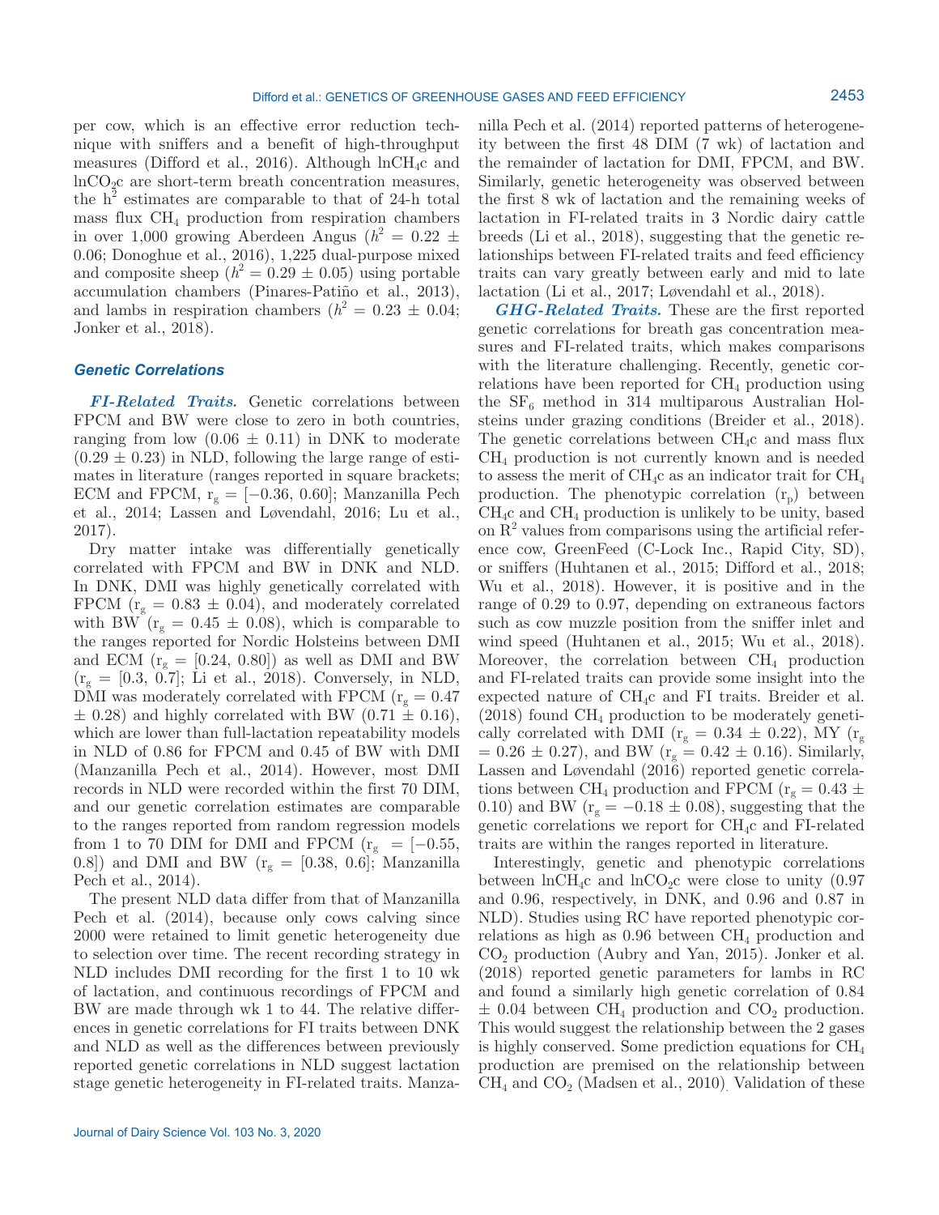per cow, which is an effective error reduction technique with sniffers and a benefit of high-throughput measures (Difford et al., 2016). Although $lnCH_4c$ and $lnCO_2c$ are short-term breath concentration measures, the $h^2$ estimates are comparable to that of 24-h total mass flux $CH_4$ production from respiration chambers in over 1,000 growing Aberdeen Angus ($h^2 = 0.22 \pm 0.06$; Donoghue et al., 2016), 1,225 dual-purpose mixed and composite sheep ($h^2 = 0.29 \pm 0.05$) using portable accumulation chambers (Pinares-Patiño et al., 2013), and lambs in respiration chambers ($h^2 = 0.23 \pm 0.04$; Jonker et al., 2018).

### Genetic Correlations

***FI-Related Traits.*** Genetic correlations between FPCM and BW were close to zero in both countries, ranging from low ($0.06 \pm 0.11$) in DNK to moderate ($0.29 \pm 0.23$) in NLD, following the large range of estimates in literature (ranges reported in square brackets; ECM and FPCM, $r_g$ = [−0.36, 0.60]; Manzanilla Pech et al., 2014; Lassen and Løvendahl, 2016; Lu et al., 2017).

Dry matter intake was differentially genetically correlated with FPCM and BW in DNK and NLD. In DNK, DMI was highly genetically correlated with FPCM ($r_g = 0.83 \pm 0.04$), and moderately correlated with BW ($r_g = 0.45 \pm 0.08$), which is comparable to the ranges reported for Nordic Holsteins between DMI and ECM ($r_g$ = [0.24, 0.80]) as well as DMI and BW ($r_g$ = [0.3, 0.7]; Li et al., 2018). Conversely, in NLD, DMI was moderately correlated with FPCM ($r_g = 0.47 \pm 0.28$) and highly correlated with BW ($0.71 \pm 0.16$), which are lower than full-lactation repeatability models in NLD of 0.86 for FPCM and 0.45 of BW with DMI (Manzanilla Pech et al., 2014). However, most DMI records in NLD were recorded within the first 70 DIM, and our genetic correlation estimates are comparable to the ranges reported from random regression models from 1 to 70 DIM for DMI and FPCM ($r_g$ = [−0.55, 0.8]) and DMI and BW ($r_g$ = [0.38, 0.6]; Manzanilla Pech et al., 2014).

The present NLD data differ from that of Manzanilla Pech et al. (2014), because only cows calving since 2000 were retained to limit genetic heterogeneity due to selection over time. The recent recording strategy in NLD includes DMI recording for the first 1 to 10 wk of lactation, and continuous recordings of FPCM and BW are made through wk 1 to 44. The relative differences in genetic correlations for FI traits between DNK and NLD as well as the differences between previously reported genetic correlations in NLD suggest lactation stage genetic heterogeneity in FI-related traits. Manzanilla Pech et al. (2014) reported patterns of heterogeneity between the first 48 DIM (7 wk) of lactation and the remainder of lactation for DMI, FPCM, and BW. Similarly, genetic heterogeneity was observed between the first 8 wk of lactation and the remaining weeks of lactation in FI-related traits in 3 Nordic dairy cattle breeds (Li et al., 2018), suggesting that the genetic relationships between FI-related traits and feed efficiency traits can vary greatly between early and mid to late lactation (Li et al., 2017; Løvendahl et al., 2018).

***GHG-Related Traits.*** These are the first reported genetic correlations for breath gas concentration measures and FI-related traits, which makes comparisons with the literature challenging. Recently, genetic correlations have been reported for $CH_4$ production using the $SF_6$ method in 314 multiparous Australian Holsteins under grazing conditions (Breider et al., 2018). The genetic correlations between $CH_4c$ and mass flux $CH_4$ production is not currently known and is needed to assess the merit of $CH_4c$ as an indicator trait for $CH_4$ production. The phenotypic correlation ($r_p$) between $CH_4c$ and $CH_4$ production is unlikely to be unity, based on $R^2$ values from comparisons using the artificial reference cow, GreenFeed (C-Lock Inc., Rapid City, SD), or sniffers (Huhtanen et al., 2015; Difford et al., 2018; Wu et al., 2018). However, it is positive and in the range of 0.29 to 0.97, depending on extraneous factors such as cow muzzle position from the sniffer inlet and wind speed (Huhtanen et al., 2015; Wu et al., 2018). Moreover, the correlation between $CH_4$ production and FI-related traits can provide some insight into the expected nature of $CH_4c$ and FI traits. Breider et al. (2018) found $CH_4$ production to be moderately genetically correlated with DMI ($r_g = 0.34 \pm 0.22$), MY ($r_g = 0.26 \pm 0.27$), and BW ($r_g = 0.42 \pm 0.16$). Similarly, Lassen and Løvendahl (2016) reported genetic correlations between $CH_4$ production and FPCM ($r_g = 0.43 \pm 0.10$) and BW ($r_g = -0.18 \pm 0.08$), suggesting that the genetic correlations we report for $CH_4c$ and FI-related traits are within the ranges reported in literature.

Interestingly, genetic and phenotypic correlations between $lnCH_4c$ and $lnCO_2c$ were close to unity (0.97 and 0.96, respectively, in DNK, and 0.96 and 0.87 in NLD). Studies using RC have reported phenotypic correlations as high as 0.96 between $CH_4$ production and $CO_2$ production (Aubry and Yan, 2015). Jonker et al. (2018) reported genetic parameters for lambs in RC and found a similarly high genetic correlation of $0.84 \pm 0.04$ between $CH_4$ production and $CO_2$ production. This would suggest the relationship between the 2 gases is highly conserved. Some prediction equations for $CH_4$ production are premised on the relationship between $CH_4$ and $CO_2$ (Madsen et al., 2010). Validation of these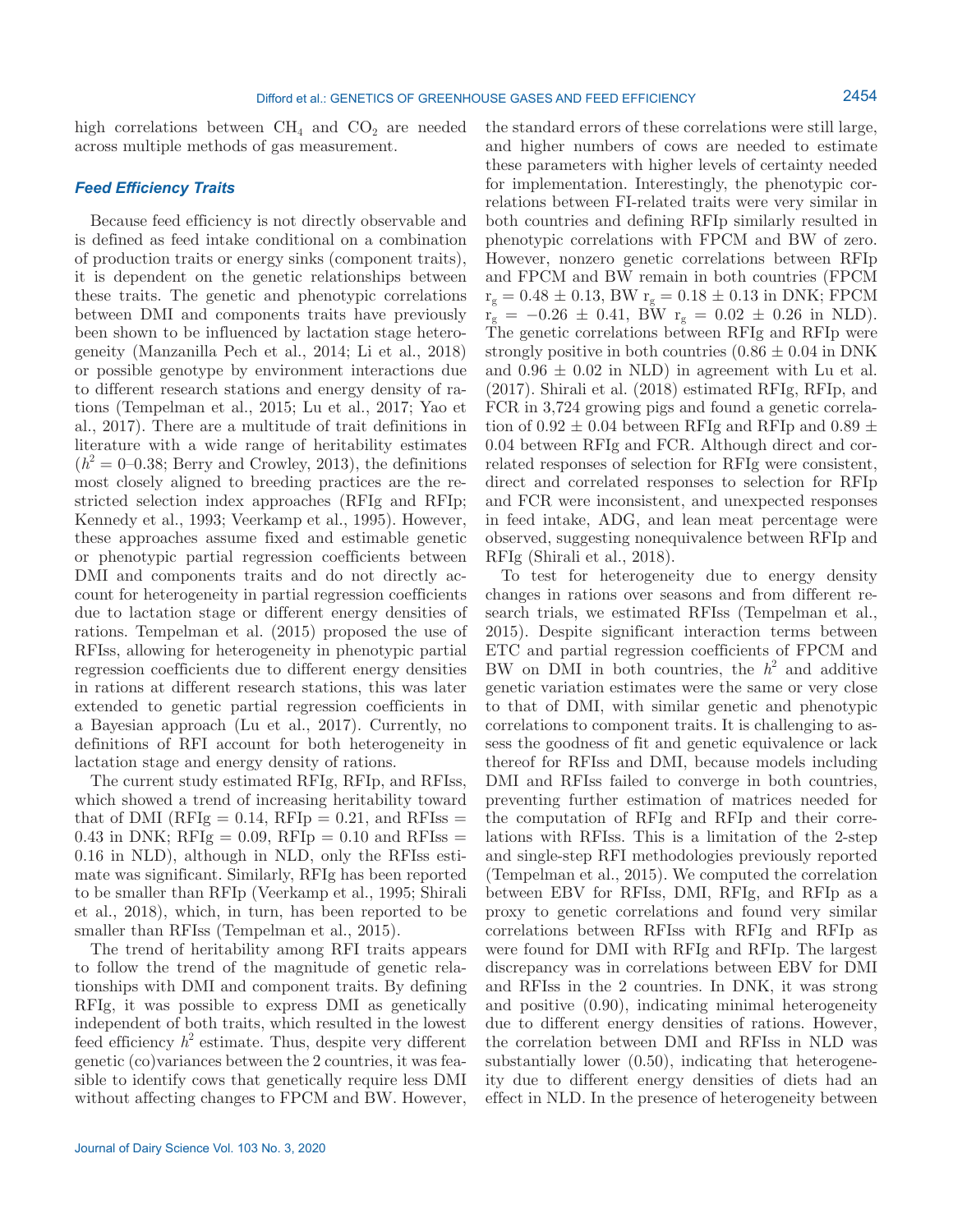high correlations between $CH_4$ and $CO_2$ are needed across multiple methods of gas measurement.

### *Feed Efficiency Traits*

Because feed efficiency is not directly observable and is defined as feed intake conditional on a combination of production traits or energy sinks (component traits), it is dependent on the genetic relationships between these traits. The genetic and phenotypic correlations between DMI and components traits have previously been shown to be influenced by lactation stage heterogeneity (Manzanilla Pech et al., 2014; Li et al., 2018) or possible genotype by environment interactions due to different research stations and energy density of rations (Tempelman et al., 2015; Lu et al., 2017; Yao et al., 2017). There are a multitude of trait definitions in literature with a wide range of heritability estimates ($h^2 = 0$–$0.38$; Berry and Crowley, 2013), the definitions most closely aligned to breeding practices are the restricted selection index approaches (RFIg and RFIp; Kennedy et al., 1993; Veerkamp et al., 1995). However, these approaches assume fixed and estimable genetic or phenotypic partial regression coefficients between DMI and components traits and do not directly account for heterogeneity in partial regression coefficients due to lactation stage or different energy densities of rations. Tempelman et al. (2015) proposed the use of RFIss, allowing for heterogeneity in phenotypic partial regression coefficients due to different energy densities in rations at different research stations, this was later extended to genetic partial regression coefficients in a Bayesian approach (Lu et al., 2017). Currently, no definitions of RFI account for both heterogeneity in lactation stage and energy density of rations.

The current study estimated RFIg, RFIp, and RFIss, which showed a trend of increasing heritability toward that of DMI (RFIg = 0.14, RFIp = 0.21, and RFIss = 0.43 in DNK; RFIg = 0.09, RFIp = 0.10 and RFIss = 0.16 in NLD), although in NLD, only the RFIss estimate was significant. Similarly, RFIg has been reported to be smaller than RFIp (Veerkamp et al., 1995; Shirali et al., 2018), which, in turn, has been reported to be smaller than RFIss (Tempelman et al., 2015).

The trend of heritability among RFI traits appears to follow the trend of the magnitude of genetic relationships with DMI and component traits. By defining RFIg, it was possible to express DMI as genetically independent of both traits, which resulted in the lowest feed efficiency $h^2$ estimate. Thus, despite very different genetic (co)variances between the 2 countries, it was feasible to identify cows that genetically require less DMI without affecting changes to FPCM and BW. However, the standard errors of these correlations were still large, and higher numbers of cows are needed to estimate these parameters with higher levels of certainty needed for implementation. Interestingly, the phenotypic correlations between FI-related traits were very similar in both countries and defining RFIp similarly resulted in phenotypic correlations with FPCM and BW of zero. However, nonzero genetic correlations between RFIp and FPCM and BW remain in both countries (FPCM $r_g = 0.48 \pm 0.13$, BW $r_g = 0.18 \pm 0.13$ in DNK; FPCM $r_g = -0.26 \pm 0.41$, BW $r_g = 0.02 \pm 0.26$ in NLD). The genetic correlations between RFIg and RFIp were strongly positive in both countries ($0.86 \pm 0.04$ in DNK and $0.96 \pm 0.02$ in NLD) in agreement with Lu et al. (2017). Shirali et al. (2018) estimated RFIg, RFIp, and FCR in 3,724 growing pigs and found a genetic correlation of $0.92 \pm 0.04$ between RFIg and RFIp and $0.89 \pm 0.04$ between RFIg and FCR. Although direct and correlated responses of selection for RFIg were consistent, direct and correlated responses to selection for RFIp and FCR were inconsistent, and unexpected responses in feed intake, ADG, and lean meat percentage were observed, suggesting nonequivalence between RFIp and RFIg (Shirali et al., 2018).

To test for heterogeneity due to energy density changes in rations over seasons and from different research trials, we estimated RFIss (Tempelman et al., 2015). Despite significant interaction terms between ETC and partial regression coefficients of FPCM and BW on DMI in both countries, the $h^2$ and additive genetic variation estimates were the same or very close to that of DMI, with similar genetic and phenotypic correlations to component traits. It is challenging to assess the goodness of fit and genetic equivalence or lack thereof for RFIss and DMI, because models including DMI and RFIss failed to converge in both countries, preventing further estimation of matrices needed for the computation of RFIg and RFIp and their correlations with RFIss. This is a limitation of the 2-step and single-step RFI methodologies previously reported (Tempelman et al., 2015). We computed the correlation between EBV for RFIss, DMI, RFIg, and RFIp as a proxy to genetic correlations and found very similar correlations between RFIss with RFIg and RFIp as were found for DMI with RFIg and RFIp. The largest discrepancy was in correlations between EBV for DMI and RFIss in the 2 countries. In DNK, it was strong and positive (0.90), indicating minimal heterogeneity due to different energy densities of rations. However, the correlation between DMI and RFIss in NLD was substantially lower (0.50), indicating that heterogeneity due to different energy densities of diets had an effect in NLD. In the presence of heterogeneity between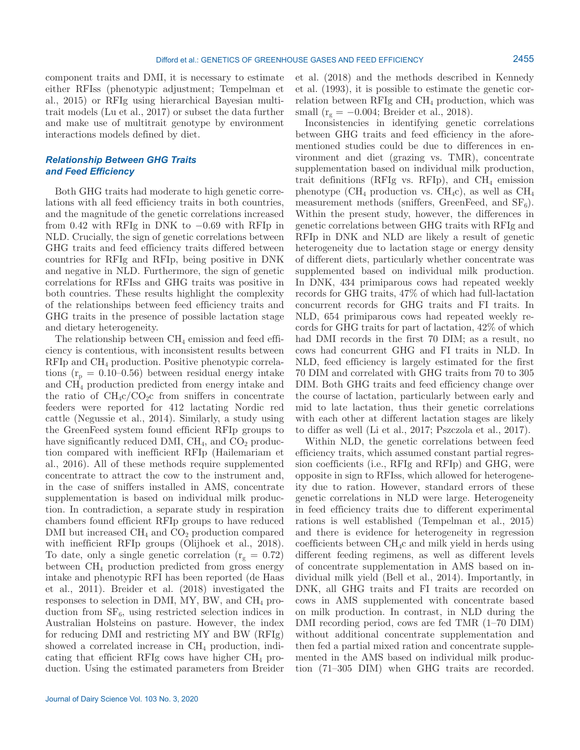component traits and DMI, it is necessary to estimate either RFIss (phenotypic adjustment; Tempelman et al., 2015) or RFIg using hierarchical Bayesian multitrait models (Lu et al., 2017) or subset the data further and make use of multitrait genotype by environment interactions models defined by diet.

### *Relationship Between GHG Traits and Feed Efficiency*

Both GHG traits had moderate to high genetic correlations with all feed efficiency traits in both countries, and the magnitude of the genetic correlations increased from 0.42 with RFIg in DNK to −0.69 with RFIp in NLD. Crucially, the sign of genetic correlations between GHG traits and feed efficiency traits differed between countries for RFIg and RFIp, being positive in DNK and negative in NLD. Furthermore, the sign of genetic correlations for RFIss and GHG traits was positive in both countries. These results highlight the complexity of the relationships between feed efficiency traits and GHG traits in the presence of possible lactation stage and dietary heterogeneity.

The relationship between $CH_4$ emission and feed efficiency is contentious, with inconsistent results between RFIp and $CH_4$ production. Positive phenotypic correlations ($r_p$ = 0.10–0.56) between residual energy intake and $CH_4$ production predicted from energy intake and the ratio of $CH_4c/CO_2c$ from sniffers in concentrate feeders were reported for 412 lactating Nordic red cattle (Negussie et al., 2014). Similarly, a study using the GreenFeed system found efficient RFIp groups to have significantly reduced DMI, $CH_4$, and $CO_2$ production compared with inefficient RFIp (Hailemariam et al., 2016). All of these methods require supplemented concentrate to attract the cow to the instrument and, in the case of sniffers installed in AMS, concentrate supplementation is based on individual milk production. In contradiction, a separate study in respiration chambers found efficient RFIp groups to have reduced DMI but increased $CH_4$ and $CO_2$ production compared with inefficient RFIp groups (Olijhoek et al., 2018). To date, only a single genetic correlation ($r_g$ = 0.72) between $CH_4$ production predicted from gross energy intake and phenotypic RFI has been reported (de Haas et al., 2011). Breider et al. (2018) investigated the responses to selection in DMI, MY, BW, and $CH_4$ production from $SF_6$, using restricted selection indices in Australian Holsteins on pasture. However, the index for reducing DMI and restricting MY and BW (RFIg) showed a correlated increase in $CH_4$ production, indicating that efficient RFIg cows have higher $CH_4$ production. Using the estimated parameters from Breider et al. (2018) and the methods described in Kennedy et al. (1993), it is possible to estimate the genetic correlation between RFIg and $CH_4$ production, which was small ($r_g$ = −0.004; Breider et al., 2018).

Inconsistencies in identifying genetic correlations between GHG traits and feed efficiency in the aforementioned studies could be due to differences in environment and diet (grazing vs. TMR), concentrate supplementation based on individual milk production, trait definitions (RFIg vs. RFIp), and $CH_4$ emission phenotype ($CH_4$ production vs. $CH_4c$), as well as $CH_4$ measurement methods (sniffers, GreenFeed, and $SF_6$). Within the present study, however, the differences in genetic correlations between GHG traits with RFIg and RFIp in DNK and NLD are likely a result of genetic heterogeneity due to lactation stage or energy density of different diets, particularly whether concentrate was supplemented based on individual milk production. In DNK, 434 primiparous cows had repeated weekly records for GHG traits, 47% of which had full-lactation concurrent records for GHG traits and FI traits. In NLD, 654 primiparous cows had repeated weekly records for GHG traits for part of lactation, 42% of which had DMI records in the first 70 DIM; as a result, no cows had concurrent GHG and FI traits in NLD. In NLD, feed efficiency is largely estimated for the first 70 DIM and correlated with GHG traits from 70 to 305 DIM. Both GHG traits and feed efficiency change over the course of lactation, particularly between early and mid to late lactation, thus their genetic correlations with each other at different lactation stages are likely to differ as well (Li et al., 2017; Pszczola et al., 2017).

Within NLD, the genetic correlations between feed efficiency traits, which assumed constant partial regression coefficients (i.e., RFIg and RFIp) and GHG, were opposite in sign to RFIss, which allowed for heterogeneity due to ration. However, standard errors of these genetic correlations in NLD were large. Heterogeneity in feed efficiency traits due to different experimental rations is well established (Tempelman et al., 2015) and there is evidence for heterogeneity in regression coefficients between $CH_4c$ and milk yield in herds using different feeding regimens, as well as different levels of concentrate supplementation in AMS based on individual milk yield (Bell et al., 2014). Importantly, in DNK, all GHG traits and FI traits are recorded on cows in AMS supplemented with concentrate based on milk production. In contrast, in NLD during the DMI recording period, cows are fed TMR (1–70 DIM) without additional concentrate supplementation and then fed a partial mixed ration and concentrate supplemented in the AMS based on individual milk production (71–305 DIM) when GHG traits are recorded.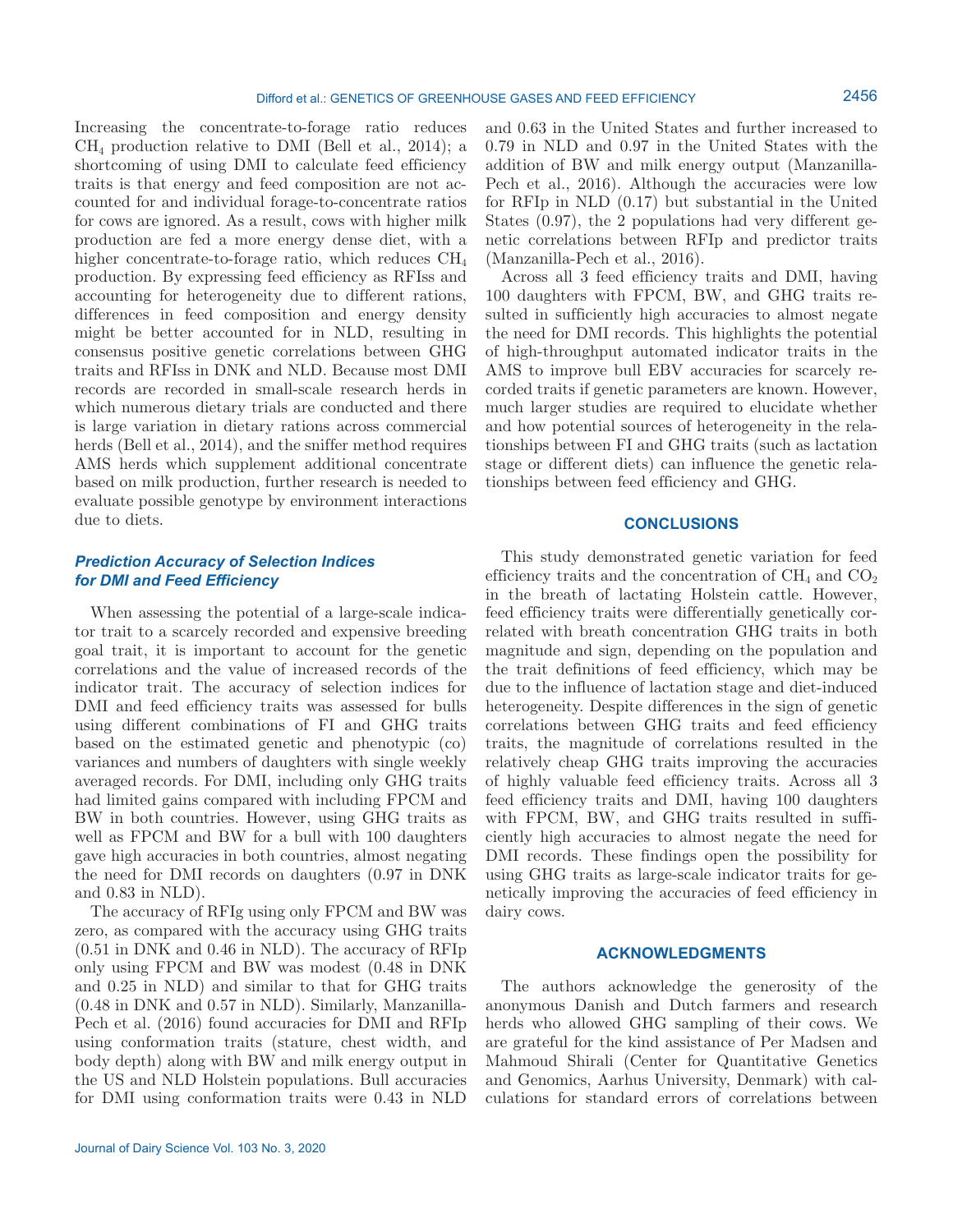Increasing the concentrate-to-forage ratio reduces $CH_4$ production relative to DMI (Bell et al., 2014); a shortcoming of using DMI to calculate feed efficiency traits is that energy and feed composition are not accounted for and individual forage-to-concentrate ratios for cows are ignored. As a result, cows with higher milk production are fed a more energy dense diet, with a higher concentrate-to-forage ratio, which reduces $CH_4$ production. By expressing feed efficiency as RFIss and accounting for heterogeneity due to different rations, differences in feed composition and energy density might be better accounted for in NLD, resulting in consensus positive genetic correlations between GHG traits and RFIss in DNK and NLD. Because most DMI records are recorded in small-scale research herds in which numerous dietary trials are conducted and there is large variation in dietary rations across commercial herds (Bell et al., 2014), and the sniffer method requires AMS herds which supplement additional concentrate based on milk production, further research is needed to evaluate possible genotype by environment interactions due to diets.

### *Prediction Accuracy of Selection Indices for DMI and Feed Efficiency*

When assessing the potential of a large-scale indicator trait to a scarcely recorded and expensive breeding goal trait, it is important to account for the genetic correlations and the value of increased records of the indicator trait. The accuracy of selection indices for DMI and feed efficiency traits was assessed for bulls using different combinations of FI and GHG traits based on the estimated genetic and phenotypic (co) variances and numbers of daughters with single weekly averaged records. For DMI, including only GHG traits had limited gains compared with including FPCM and BW in both countries. However, using GHG traits as well as FPCM and BW for a bull with 100 daughters gave high accuracies in both countries, almost negating the need for DMI records on daughters (0.97 in DNK and 0.83 in NLD).

The accuracy of RFIg using only FPCM and BW was zero, as compared with the accuracy using GHG traits (0.51 in DNK and 0.46 in NLD). The accuracy of RFIp only using FPCM and BW was modest (0.48 in DNK and 0.25 in NLD) and similar to that for GHG traits (0.48 in DNK and 0.57 in NLD). Similarly, Manzanilla-Pech et al. (2016) found accuracies for DMI and RFIp using conformation traits (stature, chest width, and body depth) along with BW and milk energy output in the US and NLD Holstein populations. Bull accuracies for DMI using conformation traits were 0.43 in NLD and 0.63 in the United States and further increased to 0.79 in NLD and 0.97 in the United States with the addition of BW and milk energy output (Manzanilla-Pech et al., 2016). Although the accuracies were low for RFIp in NLD (0.17) but substantial in the United States (0.97), the 2 populations had very different genetic correlations between RFIp and predictor traits (Manzanilla-Pech et al., 2016).

Across all 3 feed efficiency traits and DMI, having 100 daughters with FPCM, BW, and GHG traits resulted in sufficiently high accuracies to almost negate the need for DMI records. This highlights the potential of high-throughput automated indicator traits in the AMS to improve bull EBV accuracies for scarcely recorded traits if genetic parameters are known. However, much larger studies are required to elucidate whether and how potential sources of heterogeneity in the relationships between FI and GHG traits (such as lactation stage or different diets) can influence the genetic relationships between feed efficiency and GHG.

## CONCLUSIONS

This study demonstrated genetic variation for feed efficiency traits and the concentration of $CH_4$ and $CO_2$ in the breath of lactating Holstein cattle. However, feed efficiency traits were differentially genetically correlated with breath concentration GHG traits in both magnitude and sign, depending on the population and the trait definitions of feed efficiency, which may be due to the influence of lactation stage and diet-induced heterogeneity. Despite differences in the sign of genetic correlations between GHG traits and feed efficiency traits, the magnitude of correlations resulted in the relatively cheap GHG traits improving the accuracies of highly valuable feed efficiency traits. Across all 3 feed efficiency traits and DMI, having 100 daughters with FPCM, BW, and GHG traits resulted in sufficiently high accuracies to almost negate the need for DMI records. These findings open the possibility for using GHG traits as large-scale indicator traits for genetically improving the accuracies of feed efficiency in dairy cows.

## ACKNOWLEDGMENTS

The authors acknowledge the generosity of the anonymous Danish and Dutch farmers and research herds who allowed GHG sampling of their cows. We are grateful for the kind assistance of Per Madsen and Mahmoud Shirali (Center for Quantitative Genetics and Genomics, Aarhus University, Denmark) with calculations for standard errors of correlations between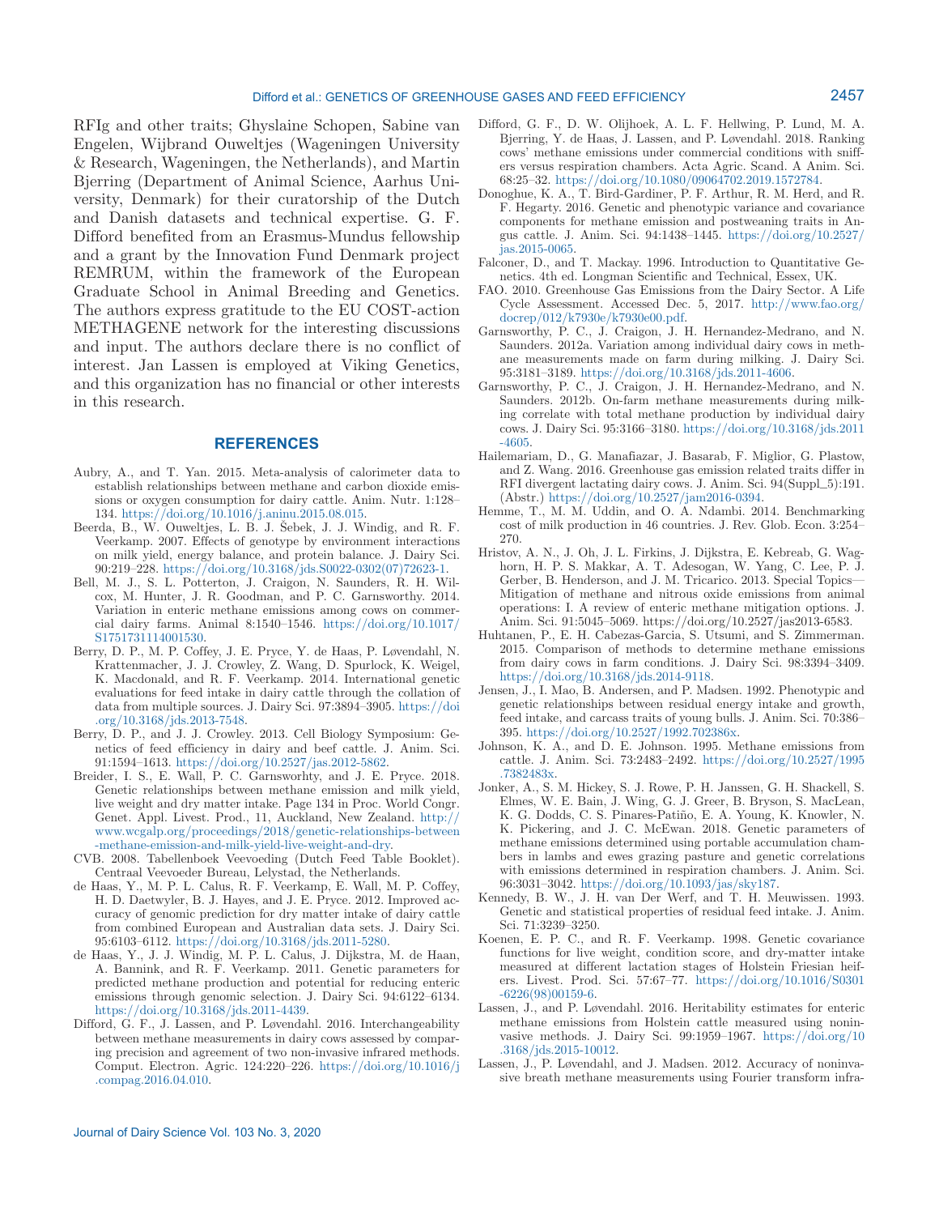RFIg and other traits; Ghyslaine Schopen, Sabine van Engelen, Wijbrand Ouweltjes (Wageningen University & Research, Wageningen, the Netherlands), and Martin Bjerring (Department of Animal Science, Aarhus University, Denmark) for their curatorship of the Dutch and Danish datasets and technical expertise. G. F. Difford benefited from an Erasmus-Mundus fellowship and a grant by the Innovation Fund Denmark project REMRUM, within the framework of the European Graduate School in Animal Breeding and Genetics. The authors express gratitude to the EU COST-action METHAGENE network for the interesting discussions and input. The authors declare there is no conflict of interest. Jan Lassen is employed at Viking Genetics, and this organization has no financial or other interests in this research.

## REFERENCES

Aubry, A., and T. Yan. 2015. Meta-analysis of calorimeter data to establish relationships between methane and carbon dioxide emissions or oxygen consumption for dairy cattle. Anim. Nutr. 1:128–134. https://doi.org/10.1016/j.aninu.2015.08.015.

Beerda, B., W. Ouweltjes, L. B. J. Šebek, J. J. Windig, and R. F. Veerkamp. 2007. Effects of genotype by environment interactions on milk yield, energy balance, and protein balance. J. Dairy Sci. 90:219–228. https://doi.org/10.3168/jds.S0022-0302(07)72623-1.

Bell, M. J., S. L. Potterton, J. Craigon, N. Saunders, R. H. Wilcox, M. Hunter, J. R. Goodman, and P. C. Garnsworthy. 2014. Variation in enteric methane emissions among cows on commercial dairy farms. Animal 8:1540–1546. https://doi.org/10.1017/S1751731114001530.

Berry, D. P., M. P. Coffey, J. E. Pryce, Y. de Haas, P. Løvendahl, N. Krattenmacher, J. J. Crowley, Z. Wang, D. Spurlock, K. Weigel, K. Macdonald, and R. F. Veerkamp. 2014. International genetic evaluations for feed intake in dairy cattle through the collation of data from multiple sources. J. Dairy Sci. 97:3894–3905. https://doi.org/10.3168/jds.2013-7548.

Berry, D. P., and J. J. Crowley. 2013. Cell Biology Symposium: Genetics of feed efficiency in dairy and beef cattle. J. Anim. Sci. 91:1594–1613. https://doi.org/10.2527/jas.2012-5862.

Breider, I. S., E. Wall, P. C. Garnsworhty, and J. E. Pryce. 2018. Genetic relationships between methane emission and milk yield, live weight and dry matter intake. Page 134 in Proc. World Congr. Genet. Appl. Livest. Prod., 11, Auckland, New Zealand. http://www.wcgalp.org/proceedings/2018/genetic-relationships-between-methane-emission-and-milk-yield-live-weight-and-dry.

CVB. 2008. Tabellenboek Veevoeding (Dutch Feed Table Booklet). Centraal Veevoeder Bureau, Lelystad, the Netherlands.

de Haas, Y., M. P. L. Calus, R. F. Veerkamp, E. Wall, M. P. Coffey, H. D. Daetwyler, B. J. Hayes, and J. E. Pryce. 2012. Improved accuracy of genomic prediction for dry matter intake of dairy cattle from combined European and Australian data sets. J. Dairy Sci. 95:6103–6112. https://doi.org/10.3168/jds.2011-5280.

de Haas, Y., J. J. Windig, M. P. L. Calus, J. Dijkstra, M. de Haan, A. Bannink, and R. F. Veerkamp. 2011. Genetic parameters for predicted methane production and potential for reducing enteric emissions through genomic selection. J. Dairy Sci. 94:6122–6134. https://doi.org/10.3168/jds.2011-4439.

Difford, G. F., J. Lassen, and P. Løvendahl. 2016. Interchangeability between methane measurements in dairy cows assessed by comparing precision and agreement of two non-invasive infrared methods. Comput. Electron. Agric. 124:220–226. https://doi.org/10.1016/j.compag.2016.04.010.

Difford, G. F., D. W. Olijhoek, A. L. F. Hellwing, P. Lund, M. A. Bjerring, Y. de Haas, J. Lassen, and P. Løvendahl. 2018. Ranking cows' methane emissions under commercial conditions with sniffers versus respiration chambers. Acta Agric. Scand. A Anim. Sci. 68:25–32. https://doi.org/10.1080/09064702.2019.1572784.

Donoghue, K. A., T. Bird-Gardiner, P. F. Arthur, R. M. Herd, and R. F. Hegarty. 2016. Genetic and phenotypic variance and covariance components for methane emission and postweaning traits in Angus cattle. J. Anim. Sci. 94:1438–1445. https://doi.org/10.2527/jas.2015-0065.

Falconer, D., and T. Mackay. 1996. Introduction to Quantitative Genetics. 4th ed. Longman Scientific and Technical, Essex, UK.

FAO. 2010. Greenhouse Gas Emissions from the Dairy Sector. A Life Cycle Assessment. Accessed Dec. 5, 2017. http://www.fao.org/docrep/012/k7930e/k7930e00.pdf.

Garnsworthy, P. C., J. Craigon, J. H. Hernandez-Medrano, and N. Saunders. 2012a. Variation among individual dairy cows in methane measurements made on farm during milking. J. Dairy Sci. 95:3181–3189. https://doi.org/10.3168/jds.2011-4606.

Garnsworthy, P. C., J. Craigon, J. H. Hernandez-Medrano, and N. Saunders. 2012b. On-farm methane measurements during milking correlate with total methane production by individual dairy cows. J. Dairy Sci. 95:3166–3180. https://doi.org/10.3168/jds.2011-4605.

Hailemariam, D., G. Manafiazar, J. Basarab, F. Miglior, G. Plastow, and Z. Wang. 2016. Greenhouse gas emission related traits differ in RFI divergent lactating dairy cows. J. Anim. Sci. 94(Suppl_5):191. (Abstr.) https://doi.org/10.2527/jam2016-0394.

Hemme, T., M. M. Uddin, and O. A. Ndambi. 2014. Benchmarking cost of milk production in 46 countries. J. Rev. Glob. Econ. 3:254–270.

Hristov, A. N., J. Oh, J. L. Firkins, J. Dijkstra, E. Kebreab, G. Waghorn, H. P. S. Makkar, A. T. Adesogan, W. Yang, C. Lee, P. J. Gerber, B. Henderson, and J. M. Tricarico. 2013. Special Topics—Mitigation of methane and nitrous oxide emissions from animal operations: I. A review of enteric methane mitigation options. J. Anim. Sci. 91:5045–5069. https://doi.org/10.2527/jas2013-6583.

Huhtanen, P., E. H. Cabezas-Garcia, S. Utsumi, and S. Zimmerman. 2015. Comparison of methods to determine methane emissions from dairy cows in farm conditions. J. Dairy Sci. 98:3394–3409. https://doi.org/10.3168/jds.2014-9118.

Jensen, J., I. Mao, B. Andersen, and P. Madsen. 1992. Phenotypic and genetic relationships between residual energy intake and growth, feed intake, and carcass traits of young bulls. J. Anim. Sci. 70:386–395. https://doi.org/10.2527/1992.702386x.

Johnson, K. A., and D. E. Johnson. 1995. Methane emissions from cattle. J. Anim. Sci. 73:2483–2492. https://doi.org/10.2527/1995.7382483x.

Jonker, A., S. M. Hickey, S. J. Rowe, P. H. Janssen, G. H. Shackell, S. Elmes, W. E. Bain, J. Wing, G. J. Greer, B. Bryson, S. MacLean, K. G. Dodds, C. S. Pinares-Patiño, E. A. Young, K. Knowler, N. K. Pickering, and J. C. McEwan. 2018. Genetic parameters of methane emissions determined using portable accumulation chambers in lambs and ewes grazing pasture and genetic correlations with emissions determined in respiration chambers. J. Anim. Sci. 96:3031–3042. https://doi.org/10.1093/jas/sky187.

Kennedy, B. W., J. H. van Der Werf, and T. H. Meuwissen. 1993. Genetic and statistical properties of residual feed intake. J. Anim. Sci. 71:3239–3250.

Koenen, E. P. C., and R. F. Veerkamp. 1998. Genetic covariance functions for live weight, condition score, and dry-matter intake measured at different lactation stages of Holstein Friesian heifers. Livest. Prod. Sci. 57:67–77. https://doi.org/10.1016/S0301-6226(98)00159-6.

Lassen, J., and P. Løvendahl. 2016. Heritability estimates for enteric methane emissions from Holstein cattle measured using noninvasive methods. J. Dairy Sci. 99:1959–1967. https://doi.org/10.3168/jds.2015-10012.

Lassen, J., P. Løvendahl, and J. Madsen. 2012. Accuracy of noninvasive breath methane measurements using Fourier transform infra-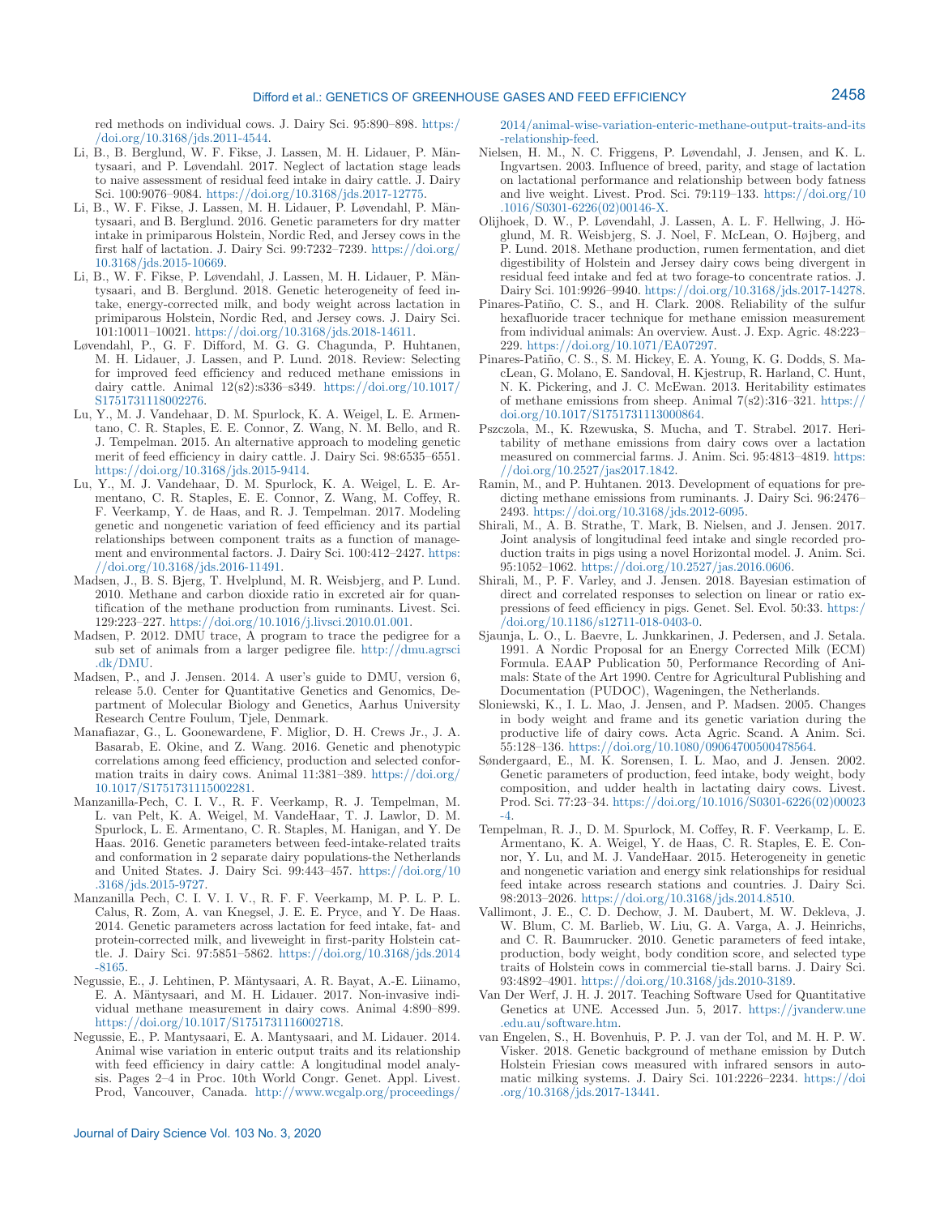red methods on individual cows. J. Dairy Sci. 95:890–898. https://doi.org/10.3168/jds.2011-4544.

Li, B., B. Berglund, W. F. Fikse, J. Lassen, M. H. Lidauer, P. Mäntysaari, and P. Løvendahl. 2017. Neglect of lactation stage leads to naive assessment of residual feed intake in dairy cattle. J. Dairy Sci. 100:9076–9084. https://doi.org/10.3168/jds.2017-12775.

Li, B., W. F. Fikse, J. Lassen, M. H. Lidauer, P. Løvendahl, P. Mäntysaari, and B. Berglund. 2016. Genetic parameters for dry matter intake in primiparous Holstein, Nordic Red, and Jersey cows in the first half of lactation. J. Dairy Sci. 99:7232–7239. https://doi.org/10.3168/jds.2015-10669.

Li, B., W. F. Fikse, P. Løvendahl, J. Lassen, M. H. Lidauer, P. Mäntysaari, and B. Berglund. 2018. Genetic heterogeneity of feed intake, energy-corrected milk, and body weight across lactation in primiparous Holstein, Nordic Red, and Jersey cows. J. Dairy Sci. 101:10011–10021. https://doi.org/10.3168/jds.2018-14611.

Løvendahl, P., G. F. Difford, M. G. G. Chagunda, P. Huhtanen, M. H. Lidauer, J. Lassen, and P. Lund. 2018. Review: Selecting for improved feed efficiency and reduced methane emissions in dairy cattle. Animal 12(s2):s336–s349. https://doi.org/10.1017/S1751731118002276.

Lu, Y., M. J. Vandehaar, D. M. Spurlock, K. A. Weigel, L. E. Armentano, C. R. Staples, E. E. Connor, Z. Wang, N. M. Bello, and R. J. Tempelman. 2015. An alternative approach to modeling genetic merit of feed efficiency in dairy cattle. J. Dairy Sci. 98:6535–6551. https://doi.org/10.3168/jds.2015-9414.

Lu, Y., M. J. Vandehaar, D. M. Spurlock, K. A. Weigel, L. E. Armentano, C. R. Staples, E. E. Connor, Z. Wang, M. Coffey, R. F. Veerkamp, Y. de Haas, and R. J. Tempelman. 2017. Modeling genetic and nongenetic variation of feed efficiency and its partial relationships between component traits as a function of management and environmental factors. J. Dairy Sci. 100:412–2427. https://doi.org/10.3168/jds.2016-11491.

Madsen, J., B. S. Bjerg, T. Hvelplund, M. R. Weisbjerg, and P. Lund. 2010. Methane and carbon dioxide ratio in excreted air for quantification of the methane production from ruminants. Livest. Sci. 129:223–227. https://doi.org/10.1016/j.livsci.2010.01.001.

Madsen, P. 2012. DMU trace, A program to trace the pedigree for a sub set of animals from a larger pedigree file. http://dmu.agrsci.dk/DMU.

Madsen, P., and J. Jensen. 2014. A user's guide to DMU, version 6, release 5.0. Center for Quantitative Genetics and Genomics, Department of Molecular Biology and Genetics, Aarhus University Research Centre Foulum, Tjele, Denmark.

Manafiazar, G., L. Goonewardene, F. Miglior, D. H. Crews Jr., J. A. Basarab, E. Okine, and Z. Wang. 2016. Genetic and phenotypic correlations among feed efficiency, production and selected conformation traits in dairy cows. Animal 11:381–389. https://doi.org/10.1017/S1751731115002281.

Manzanilla-Pech, C. I. V., R. F. Veerkamp, R. J. Tempelman, M. L. van Pelt, K. A. Weigel, M. VandeHaar, T. J. Lawlor, D. M. Spurlock, L. E. Armentano, C. R. Staples, M. Hanigan, and Y. De Haas. 2016. Genetic parameters between feed-intake-related traits and conformation in 2 separate dairy populations-the Netherlands and United States. J. Dairy Sci. 99:443–457. https://doi.org/10.3168/jds.2015-9727.

Manzanilla Pech, C. I. V. I. V., R. F. F. Veerkamp, M. P. L. P. L. Calus, R. Zom, A. van Knegsel, J. E. E. Pryce, and Y. De Haas. 2014. Genetic parameters across lactation for feed intake, fat- and protein-corrected milk, and liveweight in first-parity Holstein cattle. J. Dairy Sci. 97:5851–5862. https://doi.org/10.3168/jds.2014-8165.

Negussie, E., J. Lehtinen, P. Mäntysaari, A. R. Bayat, A.-E. Liinamo, E. A. Mäntysaari, and M. H. Lidauer. 2017. Non-invasive individual methane measurement in dairy cows. Animal 4:890–899. https://doi.org/10.1017/S1751731116002718.

Negussie, E., P. Mantysaari, E. A. Mantysaari, and M. Lidauer. 2014. Animal wise variation in enteric output traits and its relationship with feed efficiency in dairy cattle: A longitudinal model analysis. Pages 2–4 in Proc. 10th World Congr. Genet. Appl. Livest. Prod, Vancouver, Canada. http://www.wcgalp.org/proceedings/2014/animal-wise-variation-enteric-methane-output-traits-and-its-relationship-feed.

Nielsen, H. M., N. C. Friggens, P. Løvendahl, J. Jensen, and K. L. Ingvartsen. 2003. Influence of breed, parity, and stage of lactation on lactational performance and relationship between body fatness and live weight. Livest. Prod. Sci. 79:119–133. https://doi.org/10.1016/S0301-6226(02)00146-X.

Olijhoek, D. W., P. Løvendahl, J. Lassen, A. L. F. Hellwing, J. Höglund, M. R. Weisbjerg, S. J. Noel, F. McLean, O. Højberg, and P. Lund. 2018. Methane production, rumen fermentation, and diet digestibility of Holstein and Jersey dairy cows being divergent in residual feed intake and fed at two forage-to concentrate ratios. J. Dairy Sci. 101:9926–9940. https://doi.org/10.3168/jds.2017-14278.

Pinares-Patiño, C. S., and H. Clark. 2008. Reliability of the sulfur hexafluoride tracer technique for methane emission measurement from individual animals: An overview. Aust. J. Exp. Agric. 48:223–229. https://doi.org/10.1071/EA07297.

Pinares-Patiño, C. S., S. M. Hickey, E. A. Young, K. G. Dodds, S. MacLean, G. Molano, E. Sandoval, H. Kjestrup, R. Harland, C. Hunt, N. K. Pickering, and J. C. McEwan. 2013. Heritability estimates of methane emissions from sheep. Animal 7(s2):316–321. https://doi.org/10.1017/S1751731113000864.

Pszczola, M., K. Rzewuska, S. Mucha, and T. Strabel. 2017. Heritability of methane emissions from dairy cows over a lactation measured on commercial farms. J. Anim. Sci. 95:4813–4819. https://doi.org/10.2527/jas2017.1842.

Ramin, M., and P. Huhtanen. 2013. Development of equations for predicting methane emissions from ruminants. J. Dairy Sci. 96:2476–2493. https://doi.org/10.3168/jds.2012-6095.

Shirali, M., A. B. Strathe, T. Mark, B. Nielsen, and J. Jensen. 2017. Joint analysis of longitudinal feed intake and single recorded production traits in pigs using a novel Horizontal model. J. Anim. Sci. 95:1052–1062. https://doi.org/10.2527/jas.2016.0606.

Shirali, M., P. F. Varley, and J. Jensen. 2018. Bayesian estimation of direct and correlated responses to selection on linear or ratio expressions of feed efficiency in pigs. Genet. Sel. Evol. 50:33. https://doi.org/10.1186/s12711-018-0403-0.

Sjaunja, L. O., L. Baevre, L. Junkkarinen, J. Pedersen, and J. Setala. 1991. A Nordic Proposal for an Energy Corrected Milk (ECM) Formula. EAAP Publication 50, Performance Recording of Animals: State of the Art 1990. Centre for Agricultural Publishing and Documentation (PUDOC), Wageningen, the Netherlands.

Sloniewski, K., I. L. Mao, J. Jensen, and P. Madsen. 2005. Changes in body weight and frame and its genetic variation during the productive life of dairy cows. Acta Agric. Scand. A Anim. Sci. 55:128–136. https://doi.org/10.1080/09064700500478564.

Søndergaard, E., M. K. Sorensen, I. L. Mao, and J. Jensen. 2002. Genetic parameters of production, feed intake, body weight, body composition, and udder health in lactating dairy cows. Livest. Prod. Sci. 77:23–34. https://doi.org/10.1016/S0301-6226(02)00023-4.

Tempelman, R. J., D. M. Spurlock, M. Coffey, R. F. Veerkamp, L. E. Armentano, K. A. Weigel, Y. de Haas, C. R. Staples, E. E. Connor, Y. Lu, and M. J. VandeHaar. 2015. Heterogeneity in genetic and nongenetic variation and energy sink relationships for residual feed intake across research stations and countries. J. Dairy Sci. 98:2013–2026. https://doi.org/10.3168/jds.2014.8510.

Vallimont, J. E., C. D. Dechow, J. M. Daubert, M. W. Dekleva, J. W. Blum, C. M. Barlieb, W. Liu, G. A. Varga, A. J. Heinrichs, and C. R. Baumrucker. 2010. Genetic parameters of feed intake, production, body weight, body condition score, and selected type traits of Holstein cows in commercial tie-stall barns. J. Dairy Sci. 93:4892–4901. https://doi.org/10.3168/jds.2010-3189.

Van Der Werf, J. H. J. 2017. Teaching Software Used for Quantitative Genetics at UNE. Accessed Jun. 5, 2017. https://jvanderw.une.edu.au/software.htm.

van Engelen, S., H. Bovenhuis, P. P. J. van der Tol, and M. H. P. W. Visker. 2018. Genetic background of methane emission by Dutch Holstein Friesian cows measured with infrared sensors in automatic milking systems. J. Dairy Sci. 101:2226–2234. https://doi.org/10.3168/jds.2017-13441.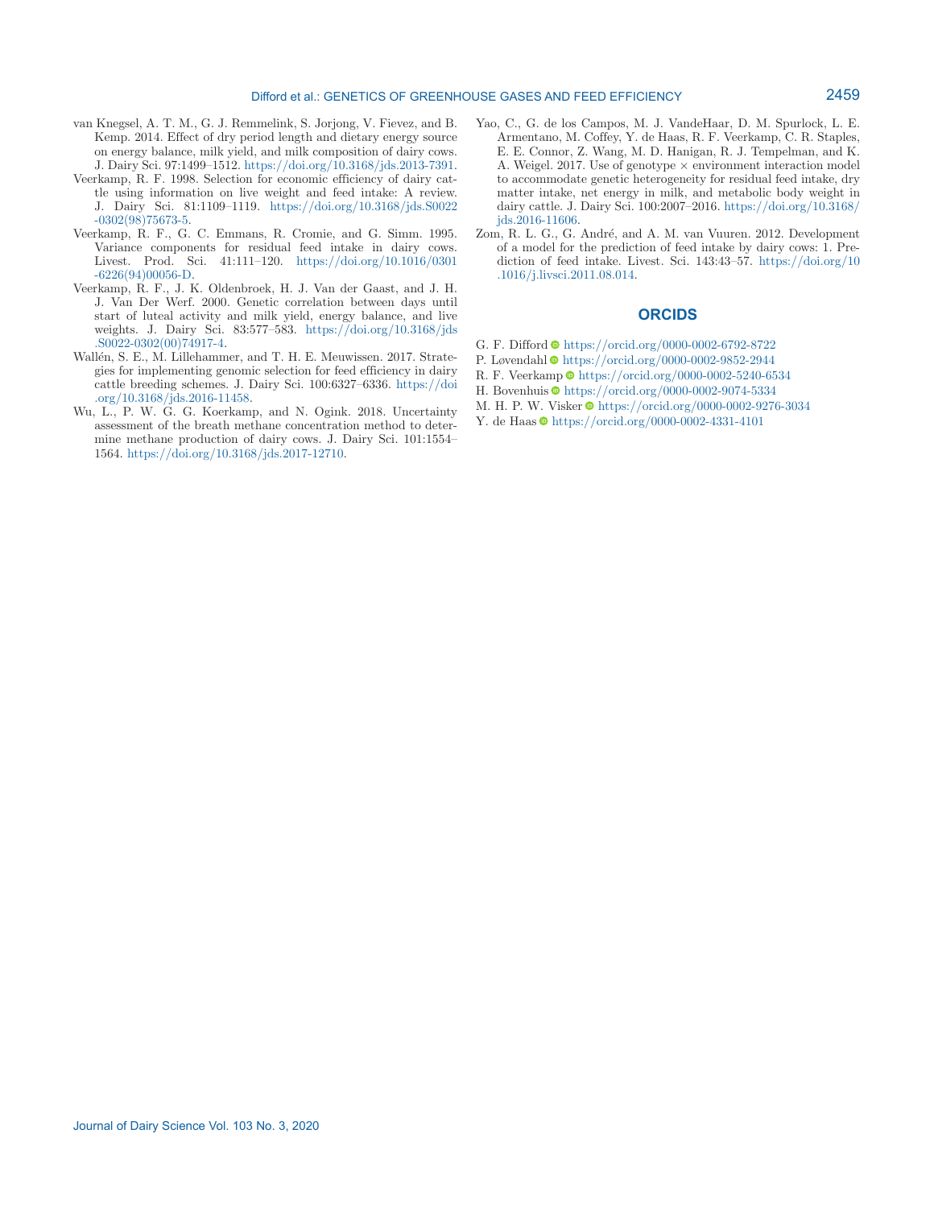van Knegsel, A. T. M., G. J. Remmelink, S. Jorjong, V. Fievez, and B. Kemp. 2014. Effect of dry period length and dietary energy source on energy balance, milk yield, and milk composition of dairy cows. J. Dairy Sci. 97:1499–1512. https://doi.org/10.3168/jds.2013-7391.

Veerkamp, R. F. 1998. Selection for economic efficiency of dairy cattle using information on live weight and feed intake: A review. J. Dairy Sci. 81:1109–1119. https://doi.org/10.3168/jds.S0022-0302(98)75673-5.

Veerkamp, R. F., G. C. Emmans, R. Cromie, and G. Simm. 1995. Variance components for residual feed intake in dairy cows. Livest. Prod. Sci. 41:111–120. https://doi.org/10.1016/0301-6226(94)00056-D.

Veerkamp, R. F., J. K. Oldenbroek, H. J. Van der Gaast, and J. H. J. Van Der Werf. 2000. Genetic correlation between days until start of luteal activity and milk yield, energy balance, and live weights. J. Dairy Sci. 83:577–583. https://doi.org/10.3168/jds.S0022-0302(00)74917-4.

Wallén, S. E., M. Lillehammer, and T. H. E. Meuwissen. 2017. Strategies for implementing genomic selection for feed efficiency in dairy cattle breeding schemes. J. Dairy Sci. 100:6327–6336. https://doi.org/10.3168/jds.2016-11458.

Wu, L., P. W. G. G. Koerkamp, and N. Ogink. 2018. Uncertainty assessment of the breath methane concentration method to determine methane production of dairy cows. J. Dairy Sci. 101:1554–1564. https://doi.org/10.3168/jds.2017-12710.

Yao, C., G. de los Campos, M. J. VandeHaar, D. M. Spurlock, L. E. Armentano, M. Coffey, Y. de Haas, R. F. Veerkamp, C. R. Staples, E. E. Connor, Z. Wang, M. D. Hanigan, R. J. Tempelman, and K. A. Weigel. 2017. Use of genotype × environment interaction model to accommodate genetic heterogeneity for residual feed intake, dry matter intake, net energy in milk, and metabolic body weight in dairy cattle. J. Dairy Sci. 100:2007–2016. https://doi.org/10.3168/jds.2016-11606.

Zom, R. L. G., G. André, and A. M. van Vuuren. 2012. Development of a model for the prediction of feed intake by dairy cows: 1. Prediction of feed intake. Livest. Sci. 143:43–57. https://doi.org/10.1016/j.livsci.2011.08.014.

## ORCIDS

G. F. Difford https://orcid.org/0000-0002-6792-8722
P. Løvendahl https://orcid.org/0000-0002-9852-2944
R. F. Veerkamp https://orcid.org/0000-0002-5240-6534
H. Bovenhuis https://orcid.org/0000-0002-9074-5334
M. H. P. W. Visker https://orcid.org/0000-0002-9276-3034
Y. de Haas https://orcid.org/0000-0002-4331-4101